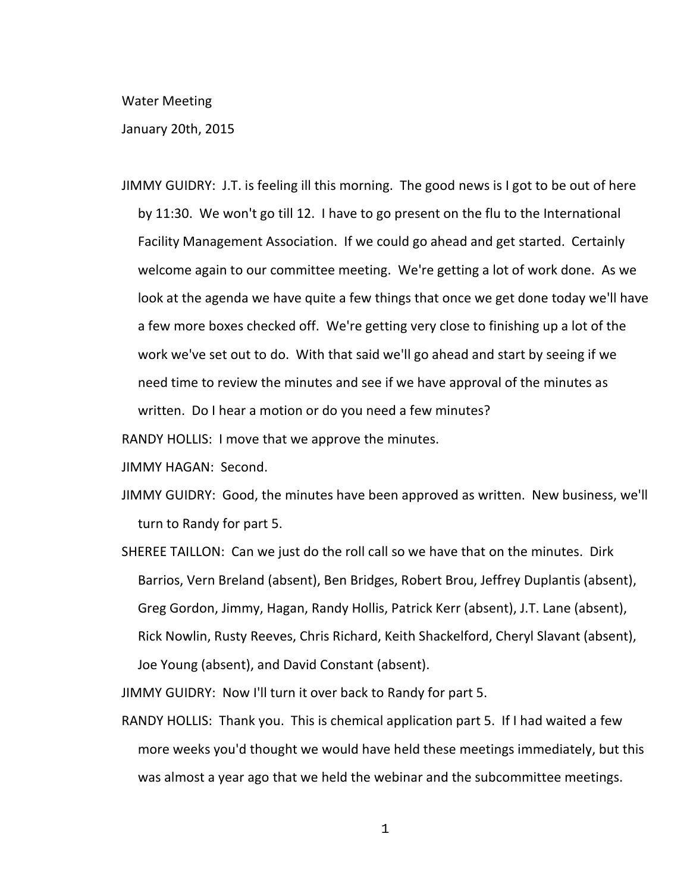Water Meeting

January 20th, 2015

JIMMY GUIDRY: J.T. is feeling ill this morning. The good news is I got to be out of here by 11:30. We won't go till 12. I have to go present on the flu to the International Facility Management Association. If we could go ahead and get started. Certainly welcome again to our committee meeting. We're getting a lot of work done. As we look at the agenda we have quite a few things that once we get done today we'll have a few more boxes checked off. We're getting very close to finishing up a lot of the work we've set out to do. With that said we'll go ahead and start by seeing if we need time to review the minutes and see if we have approval of the minutes as written. Do I hear a motion or do you need a few minutes?

RANDY HOLLIS: I move that we approve the minutes.

JIMMY HAGAN: Second.

JIMMY GUIDRY: Good, the minutes have been approved as written. New business, we'll turn to Randy for part 5.

SHEREE TAILLON: Can we just do the roll call so we have that on the minutes. Dirk Barrios, Vern Breland (absent), Ben Bridges, Robert Brou, Jeffrey Duplantis (absent), Greg Gordon, Jimmy, Hagan, Randy Hollis, Patrick Kerr (absent), J.T. Lane (absent), Rick Nowlin, Rusty Reeves, Chris Richard, Keith Shackelford, Cheryl Slavant (absent), Joe Young (absent), and David Constant (absent).

JIMMY GUIDRY: Now I'll turn it over back to Randy for part 5.

RANDY HOLLIS: Thank you. This is chemical application part 5. If I had waited a few more weeks you'd thought we would have held these meetings immediately, but this was almost a year ago that we held the webinar and the subcommittee meetings.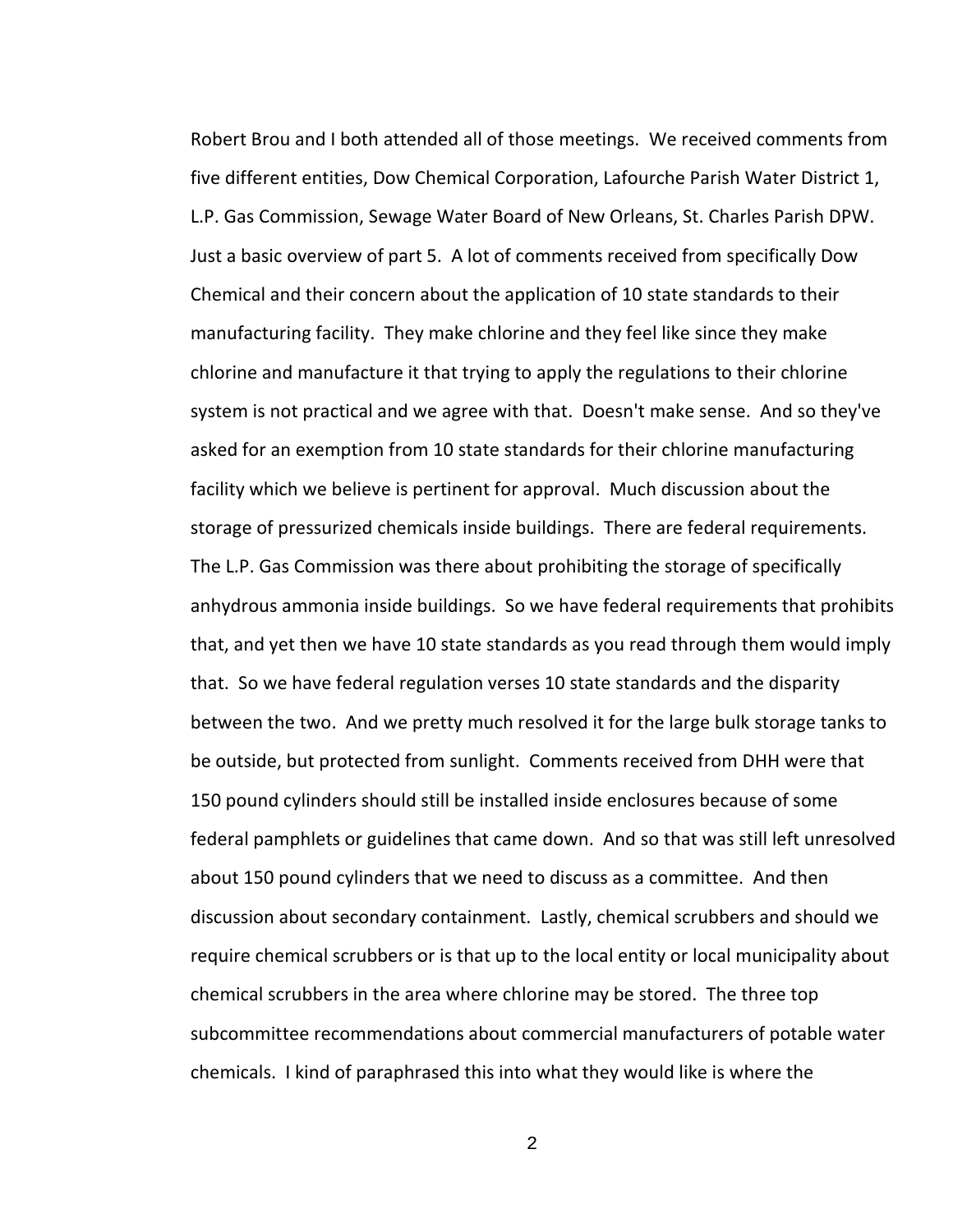Robert Brou and I both attended all of those meetings. We received comments from five different entities, Dow Chemical Corporation, Lafourche Parish Water District 1, L.P. Gas Commission, Sewage Water Board of New Orleans, St. Charles Parish DPW. Just a basic overview of part 5. A lot of comments received from specifically Dow Chemical and their concern about the application of 10 state standards to their manufacturing facility. They make chlorine and they feel like since they make chlorine and manufacture it that trying to apply the regulations to their chlorine system is not practical and we agree with that. Doesn't make sense. And so they've asked for an exemption from 10 state standards for their chlorine manufacturing facility which we believe is pertinent for approval. Much discussion about the storage of pressurized chemicals inside buildings. There are federal requirements. The L.P. Gas Commission was there about prohibiting the storage of specifically anhydrous ammonia inside buildings. So we have federal requirements that prohibits that, and yet then we have 10 state standards as you read through them would imply that. So we have federal regulation verses 10 state standards and the disparity between the two. And we pretty much resolved it for the large bulk storage tanks to be outside, but protected from sunlight. Comments received from DHH were that 150 pound cylinders should still be installed inside enclosures because of some federal pamphlets or guidelines that came down. And so that was still left unresolved about 150 pound cylinders that we need to discuss as a committee. And then discussion about secondary containment. Lastly, chemical scrubbers and should we require chemical scrubbers or is that up to the local entity or local municipality about chemical scrubbers in the area where chlorine may be stored. The three top subcommittee recommendations about commercial manufacturers of potable water chemicals. I kind of paraphrased this into what they would like is where the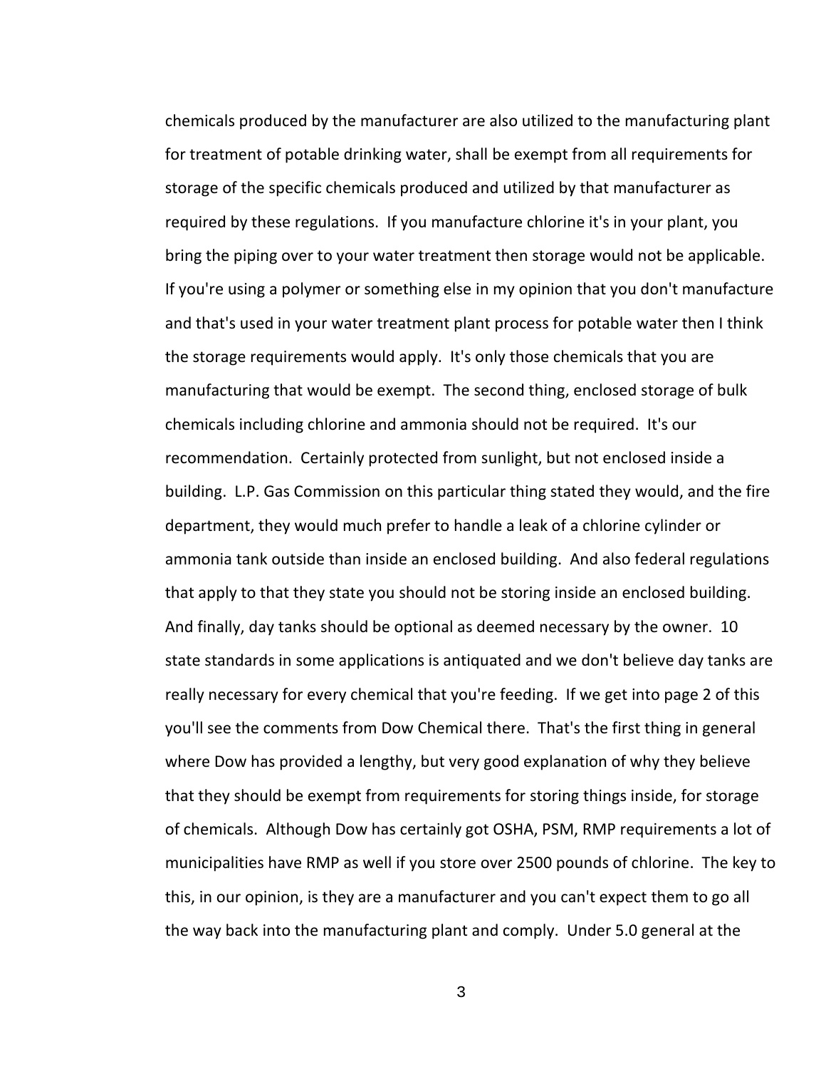chemicals produced by the manufacturer are also utilized to the manufacturing plant for treatment of potable drinking water, shall be exempt from all requirements for storage of the specific chemicals produced and utilized by that manufacturer as required by these regulations. If you manufacture chlorine it's in your plant, you bring the piping over to your water treatment then storage would not be applicable. If you're using a polymer or something else in my opinion that you don't manufacture and that's used in your water treatment plant process for potable water then I think the storage requirements would apply. It's only those chemicals that you are manufacturing that would be exempt. The second thing, enclosed storage of bulk chemicals including chlorine and ammonia should not be required. It's our recommendation. Certainly protected from sunlight, but not enclosed inside a building. L.P. Gas Commission on this particular thing stated they would, and the fire department, they would much prefer to handle a leak of a chlorine cylinder or ammonia tank outside than inside an enclosed building. And also federal regulations that apply to that they state you should not be storing inside an enclosed building. And finally, day tanks should be optional as deemed necessary by the owner. 10 state standards in some applications is antiquated and we don't believe day tanks are really necessary for every chemical that you're feeding. If we get into page 2 of this you'll see the comments from Dow Chemical there. That's the first thing in general where Dow has provided a lengthy, but very good explanation of why they believe that they should be exempt from requirements for storing things inside, for storage of chemicals. Although Dow has certainly got OSHA, PSM, RMP requirements a lot of municipalities have RMP as well if you store over 2500 pounds of chlorine. The key to this, in our opinion, is they are a manufacturer and you can't expect them to go all the way back into the manufacturing plant and comply. Under 5.0 general at the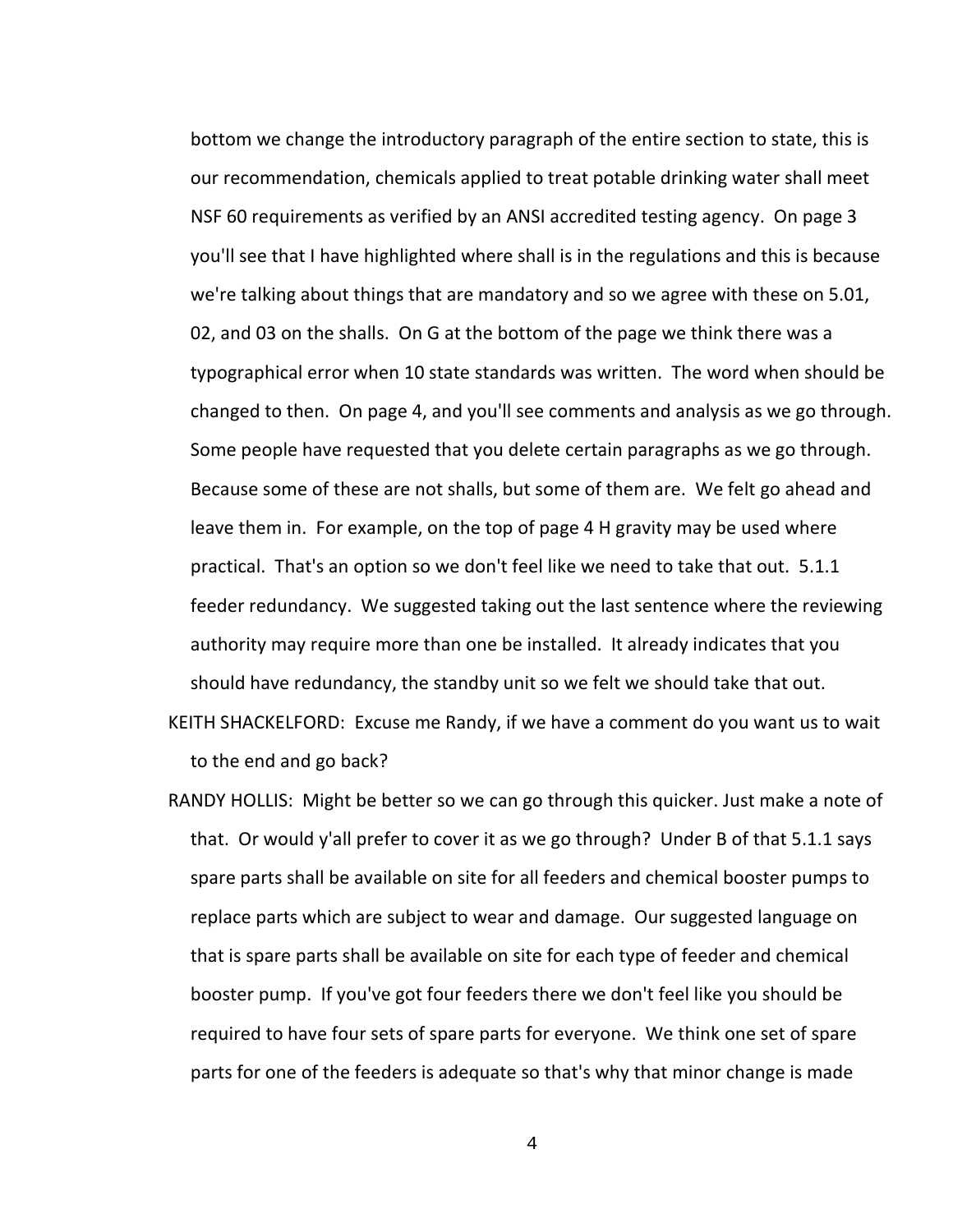bottom we change the introductory paragraph of the entire section to state, this is our recommendation, chemicals applied to treat potable drinking water shall meet NSF 60 requirements as verified by an ANSI accredited testing agency. On page 3 you'll see that I have highlighted where shall is in the regulations and this is because we're talking about things that are mandatory and so we agree with these on 5.01, 02, and 03 on the shalls. On G at the bottom of the page we think there was a typographical error when 10 state standards was written. The word when should be changed to then. On page 4, and you'll see comments and analysis as we go through. Some people have requested that you delete certain paragraphs as we go through. Because some of these are not shalls, but some of them are. We felt go ahead and leave them in. For example, on the top of page 4 H gravity may be used where practical. That's an option so we don't feel like we need to take that out. 5.1.1 feeder redundancy. We suggested taking out the last sentence where the reviewing authority may require more than one be installed. It already indicates that you should have redundancy, the standby unit so we felt we should take that out.

KEITH SHACKELFORD: Excuse me Randy, if we have a comment do you want us to wait to the end and go back?

RANDY HOLLIS: Might be better so we can go through this quicker. Just make a note of that. Or would y'all prefer to cover it as we go through? Under B of that 5.1.1 says spare parts shall be available on site for all feeders and chemical booster pumps to replace parts which are subject to wear and damage. Our suggested language on that is spare parts shall be available on site for each type of feeder and chemical booster pump. If you've got four feeders there we don't feel like you should be required to have four sets of spare parts for everyone. We think one set of spare parts for one of the feeders is adequate so that's why that minor change is made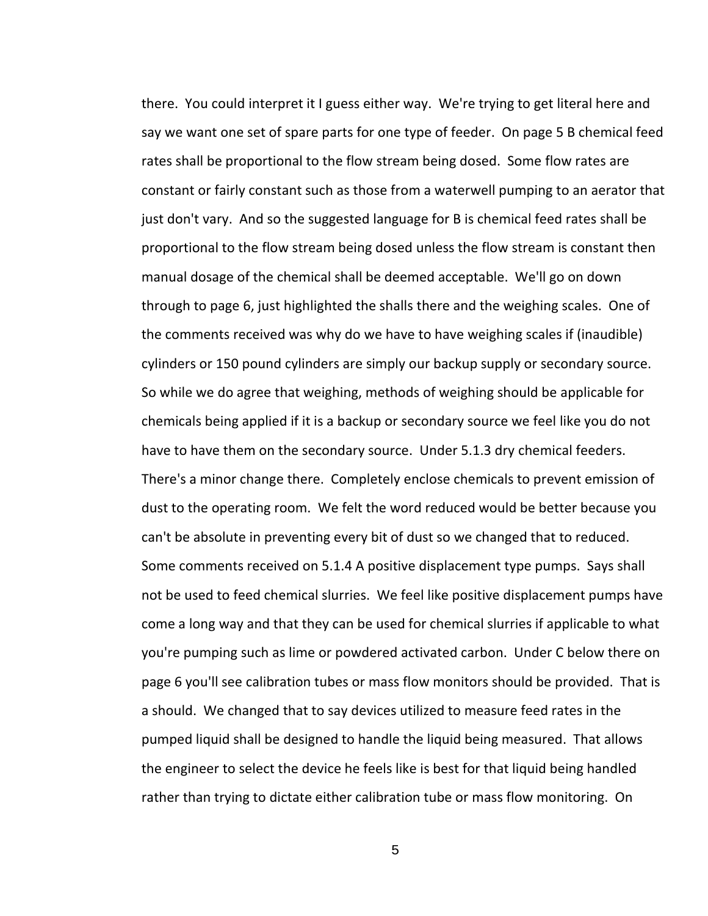there. You could interpret it I guess either way. We're trying to get literal here and say we want one set of spare parts for one type of feeder. On page 5 B chemical feed rates shall be proportional to the flow stream being dosed. Some flow rates are constant or fairly constant such as those from a waterwell pumping to an aerator that just don't vary. And so the suggested language for B is chemical feed rates shall be proportional to the flow stream being dosed unless the flow stream is constant then manual dosage of the chemical shall be deemed acceptable. We'll go on down through to page 6, just highlighted the shalls there and the weighing scales. One of the comments received was why do we have to have weighing scales if (inaudible) cylinders or 150 pound cylinders are simply our backup supply or secondary source. So while we do agree that weighing, methods of weighing should be applicable for chemicals being applied if it is a backup or secondary source we feel like you do not have to have them on the secondary source. Under 5.1.3 dry chemical feeders. There's a minor change there. Completely enclose chemicals to prevent emission of dust to the operating room. We felt the word reduced would be better because you can't be absolute in preventing every bit of dust so we changed that to reduced. Some comments received on 5.1.4 A positive displacement type pumps. Says shall not be used to feed chemical slurries. We feel like positive displacement pumps have come a long way and that they can be used for chemical slurries if applicable to what you're pumping such as lime or powdered activated carbon. Under C below there on page 6 you'll see calibration tubes or mass flow monitors should be provided. That is a should. We changed that to say devices utilized to measure feed rates in the pumped liquid shall be designed to handle the liquid being measured. That allows the engineer to select the device he feels like is best for that liquid being handled rather than trying to dictate either calibration tube or mass flow monitoring. On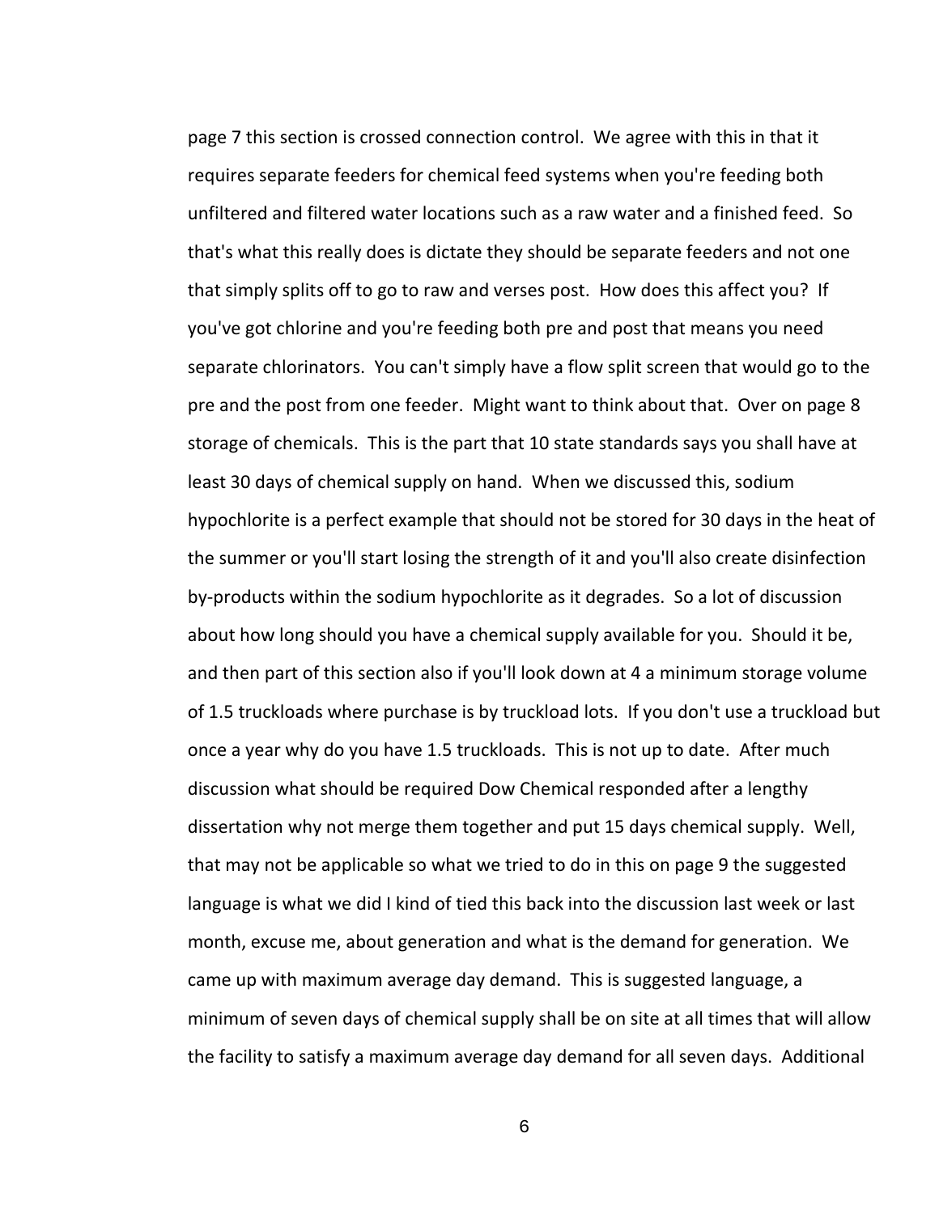page 7 this section is crossed connection control. We agree with this in that it requires separate feeders for chemical feed systems when you're feeding both unfiltered and filtered water locations such as a raw water and a finished feed. So that's what this really does is dictate they should be separate feeders and not one that simply splits off to go to raw and verses post. How does this affect you? If you've got chlorine and you're feeding both pre and post that means you need separate chlorinators. You can't simply have a flow split screen that would go to the pre and the post from one feeder. Might want to think about that. Over on page 8 storage of chemicals. This is the part that 10 state standards says you shall have at least 30 days of chemical supply on hand. When we discussed this, sodium hypochlorite is a perfect example that should not be stored for 30 days in the heat of the summer or you'll start losing the strength of it and you'll also create disinfection by-products within the sodium hypochlorite as it degrades. So a lot of discussion about how long should you have a chemical supply available for you. Should it be, and then part of this section also if you'll look down at 4 a minimum storage volume of 1.5 truckloads where purchase is by truckload lots. If you don't use a truckload but once a year why do you have 1.5 truckloads. This is not up to date. After much discussion what should be required Dow Chemical responded after a lengthy dissertation why not merge them together and put 15 days chemical supply. Well, that may not be applicable so what we tried to do in this on page 9 the suggested language is what we did I kind of tied this back into the discussion last week or last month, excuse me, about generation and what is the demand for generation. We came up with maximum average day demand. This is suggested language, a minimum of seven days of chemical supply shall be on site at all times that will allow the facility to satisfy a maximum average day demand for all seven days. Additional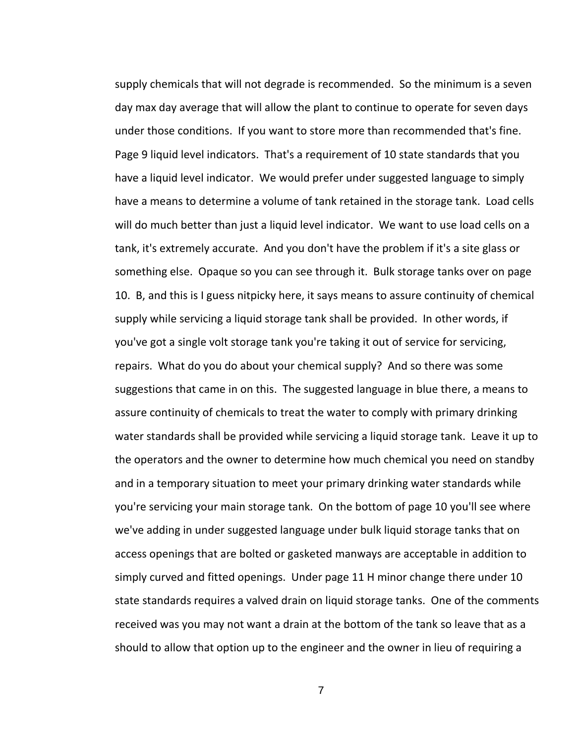supply chemicals that will not degrade is recommended. So the minimum is a seven day max day average that will allow the plant to continue to operate for seven days under those conditions. If you want to store more than recommended that's fine. Page 9 liquid level indicators. That's a requirement of 10 state standards that you have a liquid level indicator. We would prefer under suggested language to simply have a means to determine a volume of tank retained in the storage tank. Load cells will do much better than just a liquid level indicator. We want to use load cells on a tank, it's extremely accurate. And you don't have the problem if it's a site glass or something else. Opaque so you can see through it. Bulk storage tanks over on page 10. B, and this is I guess nitpicky here, it says means to assure continuity of chemical supply while servicing a liquid storage tank shall be provided. In other words, if you've got a single volt storage tank you're taking it out of service for servicing, repairs. What do you do about your chemical supply? And so there was some suggestions that came in on this. The suggested language in blue there, a means to assure continuity of chemicals to treat the water to comply with primary drinking water standards shall be provided while servicing a liquid storage tank. Leave it up to the operators and the owner to determine how much chemical you need on standby and in a temporary situation to meet your primary drinking water standards while you're servicing your main storage tank. On the bottom of page 10 you'll see where we've adding in under suggested language under bulk liquid storage tanks that on access openings that are bolted or gasketed manways are acceptable in addition to simply curved and fitted openings. Under page 11 H minor change there under 10 state standards requires a valved drain on liquid storage tanks. One of the comments received was you may not want a drain at the bottom of the tank so leave that as a should to allow that option up to the engineer and the owner in lieu of requiring a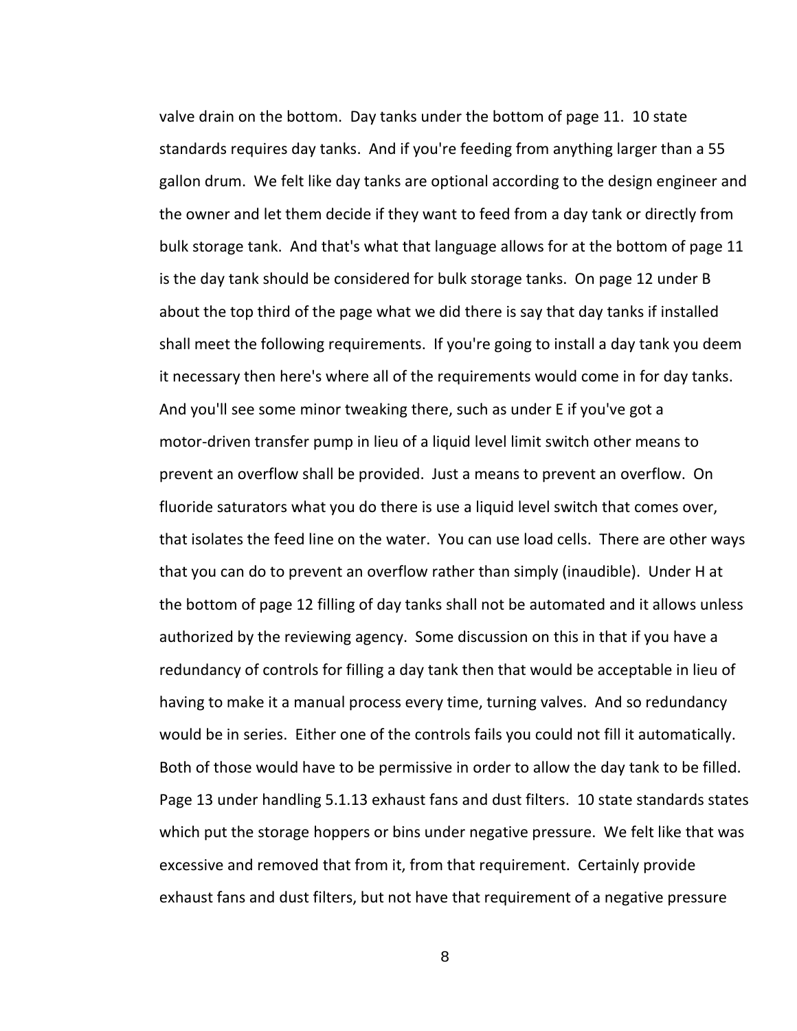valve drain on the bottom. Day tanks under the bottom of page 11. 10 state standards requires day tanks. And if you're feeding from anything larger than a 55 gallon drum. We felt like day tanks are optional according to the design engineer and the owner and let them decide if they want to feed from a day tank or directly from bulk storage tank. And that's what that language allows for at the bottom of page 11 is the day tank should be considered for bulk storage tanks. On page 12 under B about the top third of the page what we did there is say that day tanks if installed shall meet the following requirements. If you're going to install a day tank you deem it necessary then here's where all of the requirements would come in for day tanks. And you'll see some minor tweaking there, such as under E if you've got a motor-driven transfer pump in lieu of a liquid level limit switch other means to prevent an overflow shall be provided. Just a means to prevent an overflow. On fluoride saturators what you do there is use a liquid level switch that comes over, that isolates the feed line on the water. You can use load cells. There are other ways that you can do to prevent an overflow rather than simply (inaudible). Under H at the bottom of page 12 filling of day tanks shall not be automated and it allows unless authorized by the reviewing agency. Some discussion on this in that if you have a redundancy of controls for filling a day tank then that would be acceptable in lieu of having to make it a manual process every time, turning valves. And so redundancy would be in series. Either one of the controls fails you could not fill it automatically. Both of those would have to be permissive in order to allow the day tank to be filled. Page 13 under handling 5.1.13 exhaust fans and dust filters. 10 state standards states which put the storage hoppers or bins under negative pressure. We felt like that was excessive and removed that from it, from that requirement. Certainly provide exhaust fans and dust filters, but not have that requirement of a negative pressure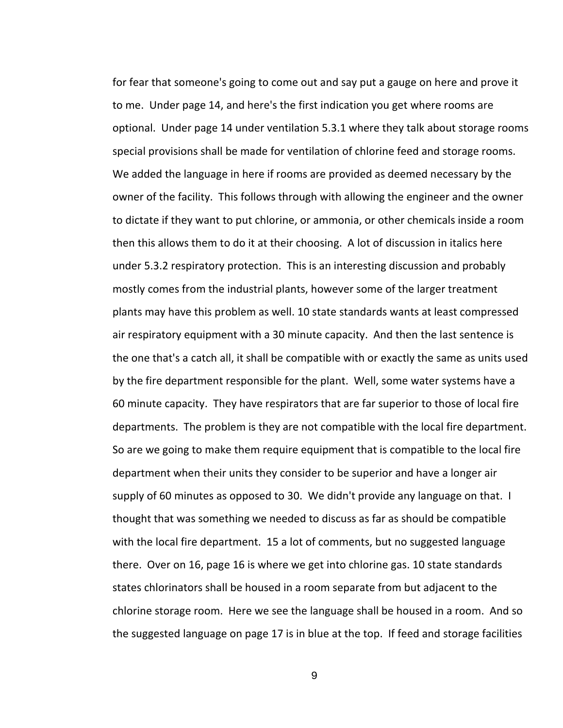for fear that someone's going to come out and say put a gauge on here and prove it to me. Under page 14, and here's the first indication you get where rooms are optional. Under page 14 under ventilation 5.3.1 where they talk about storage rooms special provisions shall be made for ventilation of chlorine feed and storage rooms. We added the language in here if rooms are provided as deemed necessary by the owner of the facility. This follows through with allowing the engineer and the owner to dictate if they want to put chlorine, or ammonia, or other chemicals inside a room then this allows them to do it at their choosing. A lot of discussion in italics here under 5.3.2 respiratory protection. This is an interesting discussion and probably mostly comes from the industrial plants, however some of the larger treatment plants may have this problem as well. 10 state standards wants at least compressed air respiratory equipment with a 30 minute capacity. And then the last sentence is the one that's a catch all, it shall be compatible with or exactly the same as units used by the fire department responsible for the plant. Well, some water systems have a 60 minute capacity. They have respirators that are far superior to those of local fire departments. The problem is they are not compatible with the local fire department. So are we going to make them require equipment that is compatible to the local fire department when their units they consider to be superior and have a longer air supply of 60 minutes as opposed to 30. We didn't provide any language on that. I thought that was something we needed to discuss as far as should be compatible with the local fire department. 15 a lot of comments, but no suggested language there. Over on 16, page 16 is where we get into chlorine gas. 10 state standards states chlorinators shall be housed in a room separate from but adjacent to the chlorine storage room. Here we see the language shall be housed in a room. And so the suggested language on page 17 is in blue at the top. If feed and storage facilities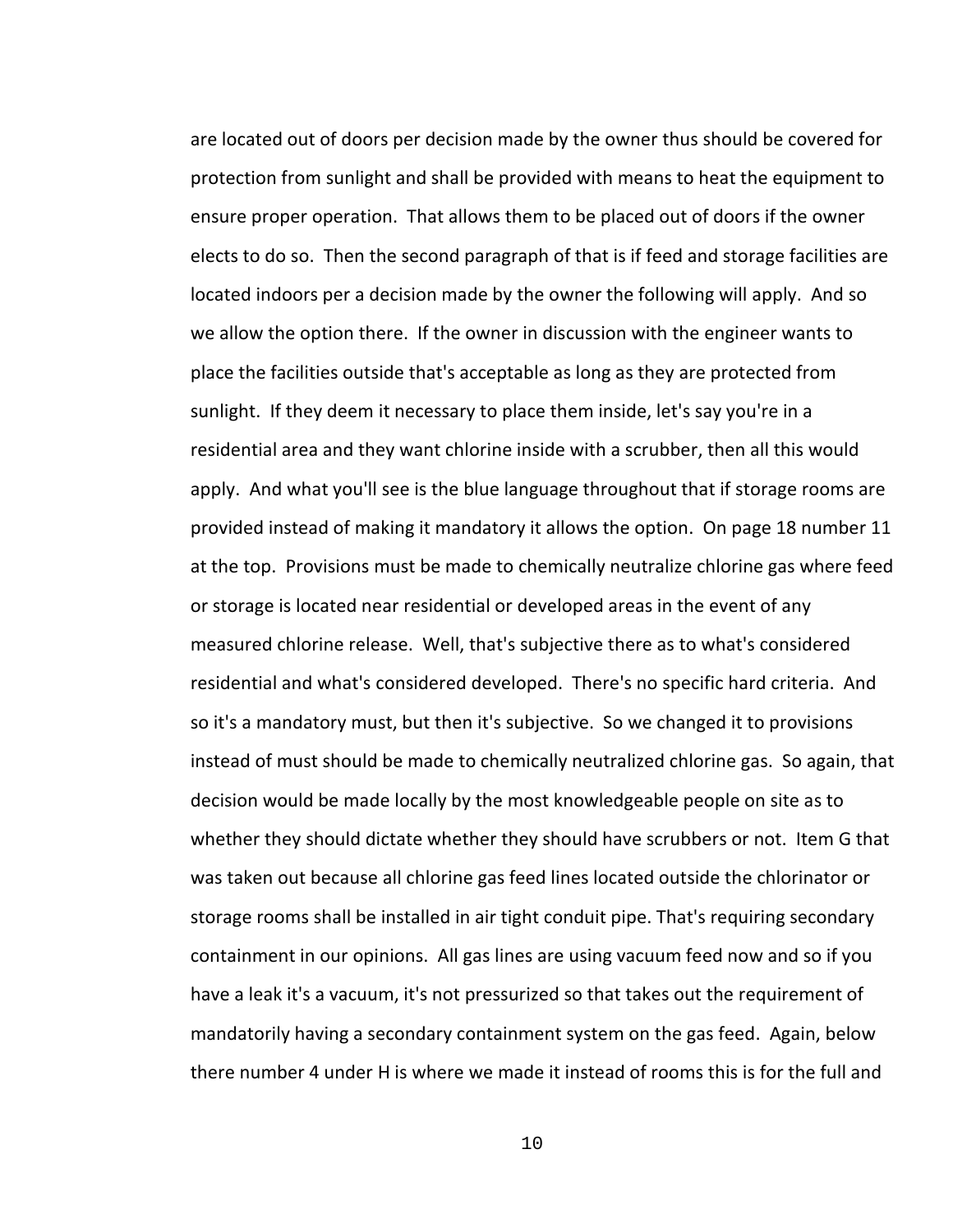are located out of doors per decision made by the owner thus should be covered for protection from sunlight and shall be provided with means to heat the equipment to ensure proper operation. That allows them to be placed out of doors if the owner elects to do so. Then the second paragraph of that is if feed and storage facilities are located indoors per a decision made by the owner the following will apply. And so we allow the option there. If the owner in discussion with the engineer wants to place the facilities outside that's acceptable as long as they are protected from sunlight. If they deem it necessary to place them inside, let's say you're in a residential area and they want chlorine inside with a scrubber, then all this would apply. And what you'll see is the blue language throughout that if storage rooms are provided instead of making it mandatory it allows the option. On page 18 number 11 at the top. Provisions must be made to chemically neutralize chlorine gas where feed or storage is located near residential or developed areas in the event of any measured chlorine release. Well, that's subjective there as to what's considered residential and what's considered developed. There's no specific hard criteria. And so it's a mandatory must, but then it's subjective. So we changed it to provisions instead of must should be made to chemically neutralized chlorine gas. So again, that decision would be made locally by the most knowledgeable people on site as to whether they should dictate whether they should have scrubbers or not. Item G that was taken out because all chlorine gas feed lines located outside the chlorinator or storage rooms shall be installed in air tight conduit pipe. That's requiring secondary containment in our opinions. All gas lines are using vacuum feed now and so if you have a leak it's a vacuum, it's not pressurized so that takes out the requirement of mandatorily having a secondary containment system on the gas feed. Again, below there number 4 under H is where we made it instead of rooms this is for the full and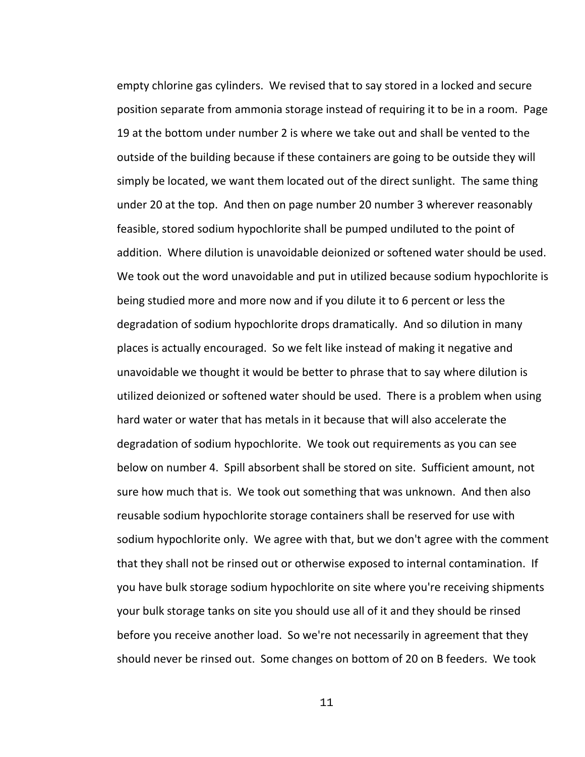empty chlorine gas cylinders. We revised that to say stored in a locked and secure position separate from ammonia storage instead of requiring it to be in a room. Page 19 at the bottom under number 2 is where we take out and shall be vented to the outside of the building because if these containers are going to be outside they will simply be located, we want them located out of the direct sunlight. The same thing under 20 at the top. And then on page number 20 number 3 wherever reasonably feasible, stored sodium hypochlorite shall be pumped undiluted to the point of addition. Where dilution is unavoidable deionized or softened water should be used. We took out the word unavoidable and put in utilized because sodium hypochlorite is being studied more and more now and if you dilute it to 6 percent or less the degradation of sodium hypochlorite drops dramatically. And so dilution in many places is actually encouraged. So we felt like instead of making it negative and unavoidable we thought it would be better to phrase that to say where dilution is utilized deionized or softened water should be used. There is a problem when using hard water or water that has metals in it because that will also accelerate the degradation of sodium hypochlorite. We took out requirements as you can see below on number 4. Spill absorbent shall be stored on site. Sufficient amount, not sure how much that is. We took out something that was unknown. And then also reusable sodium hypochlorite storage containers shall be reserved for use with sodium hypochlorite only. We agree with that, but we don't agree with the comment that they shall not be rinsed out or otherwise exposed to internal contamination. If you have bulk storage sodium hypochlorite on site where you're receiving shipments your bulk storage tanks on site you should use all of it and they should be rinsed before you receive another load. So we're not necessarily in agreement that they should never be rinsed out. Some changes on bottom of 20 on B feeders. We took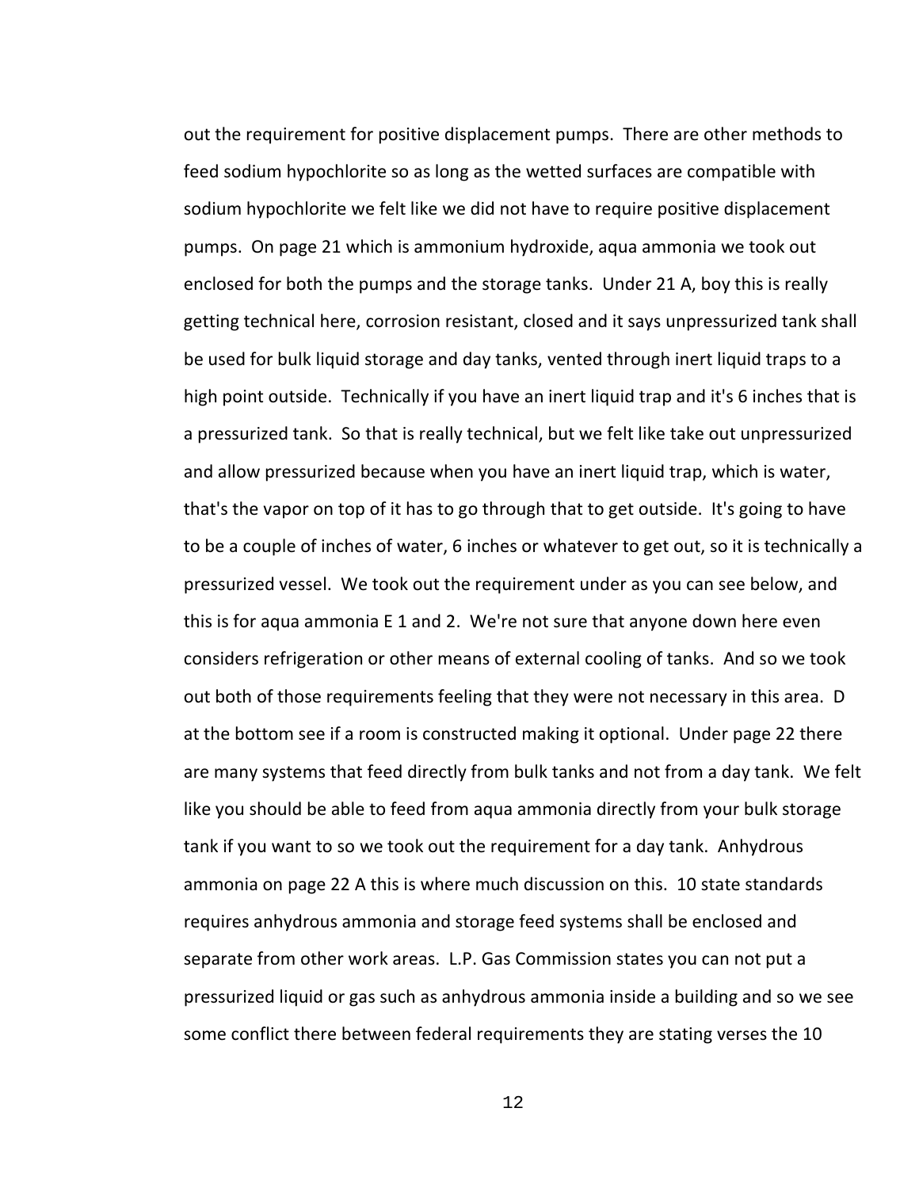out the requirement for positive displacement pumps. There are other methods to feed sodium hypochlorite so as long as the wetted surfaces are compatible with sodium hypochlorite we felt like we did not have to require positive displacement pumps. On page 21 which is ammonium hydroxide, aqua ammonia we took out enclosed for both the pumps and the storage tanks. Under 21 A, boy this is really getting technical here, corrosion resistant, closed and it says unpressurized tank shall be used for bulk liquid storage and day tanks, vented through inert liquid traps to a high point outside. Technically if you have an inert liquid trap and it's 6 inches that is a pressurized tank. So that is really technical, but we felt like take out unpressurized and allow pressurized because when you have an inert liquid trap, which is water, that's the vapor on top of it has to go through that to get outside. It's going to have to be a couple of inches of water, 6 inches or whatever to get out, so it is technically a pressurized vessel. We took out the requirement under as you can see below, and this is for aqua ammonia E 1 and 2. We're not sure that anyone down here even considers refrigeration or other means of external cooling of tanks. And so we took out both of those requirements feeling that they were not necessary in this area. D at the bottom see if a room is constructed making it optional. Under page 22 there are many systems that feed directly from bulk tanks and not from a day tank. We felt like you should be able to feed from aqua ammonia directly from your bulk storage tank if you want to so we took out the requirement for a day tank. Anhydrous ammonia on page 22 A this is where much discussion on this. 10 state standards requires anhydrous ammonia and storage feed systems shall be enclosed and separate from other work areas. L.P. Gas Commission states you can not put a pressurized liquid or gas such as anhydrous ammonia inside a building and so we see some conflict there between federal requirements they are stating verses the 10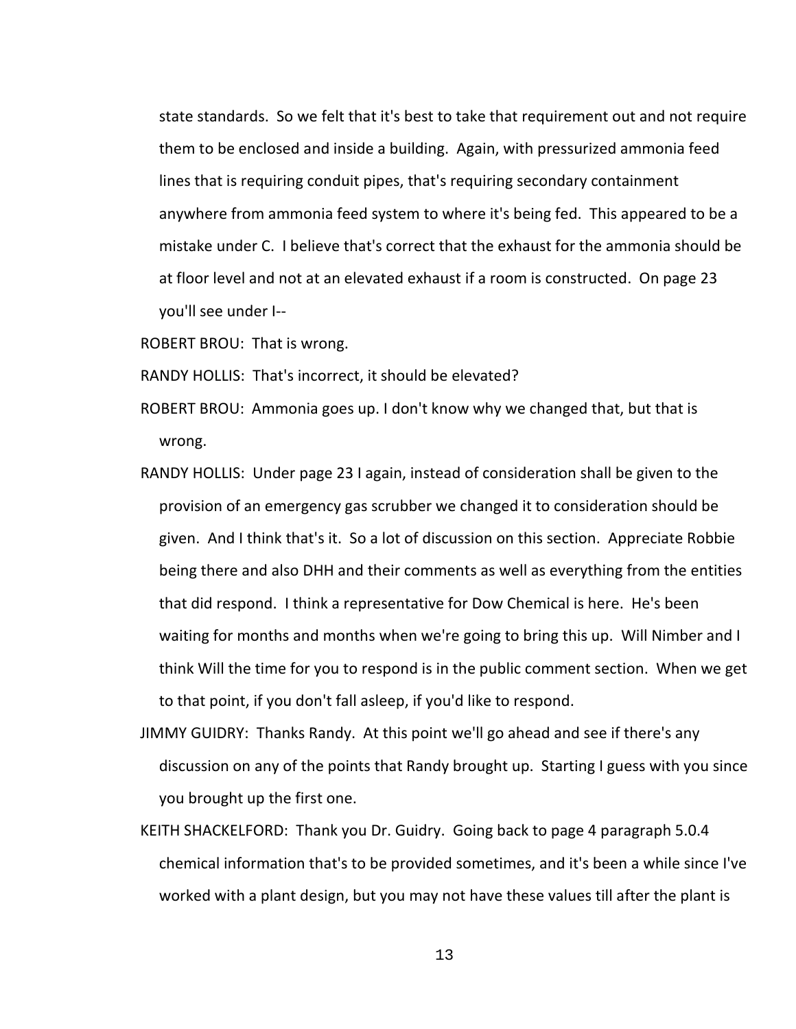state standards. So we felt that it's best to take that requirement out and not require them to be enclosed and inside a building. Again, with pressurized ammonia feed lines that is requiring conduit pipes, that's requiring secondary containment anywhere from ammonia feed system to where it's being fed. This appeared to be a mistake under C. I believe that's correct that the exhaust for the ammonia should be at floor level and not at an elevated exhaust if a room is constructed. On page 23 you'll see under I--

ROBERT BROU: That is wrong.

RANDY HOLLIS: That's incorrect, it should be elevated?

ROBERT BROU: Ammonia goes up. I don't know why we changed that, but that is wrong.

RANDY HOLLIS: Under page 23 I again, instead of consideration shall be given to the provision of an emergency gas scrubber we changed it to consideration should be given. And I think that's it. So a lot of discussion on this section. Appreciate Robbie being there and also DHH and their comments as well as everything from the entities that did respond. I think a representative for Dow Chemical is here. He's been waiting for months and months when we're going to bring this up. Will Nimber and I think Will the time for you to respond is in the public comment section. When we get to that point, if you don't fall asleep, if you'd like to respond.

JIMMY GUIDRY: Thanks Randy. At this point we'll go ahead and see if there's any discussion on any of the points that Randy brought up. Starting I guess with you since you brought up the first one.

KEITH SHACKELFORD: Thank you Dr. Guidry. Going back to page 4 paragraph 5.0.4 chemical information that's to be provided sometimes, and it's been a while since I've worked with a plant design, but you may not have these values till after the plant is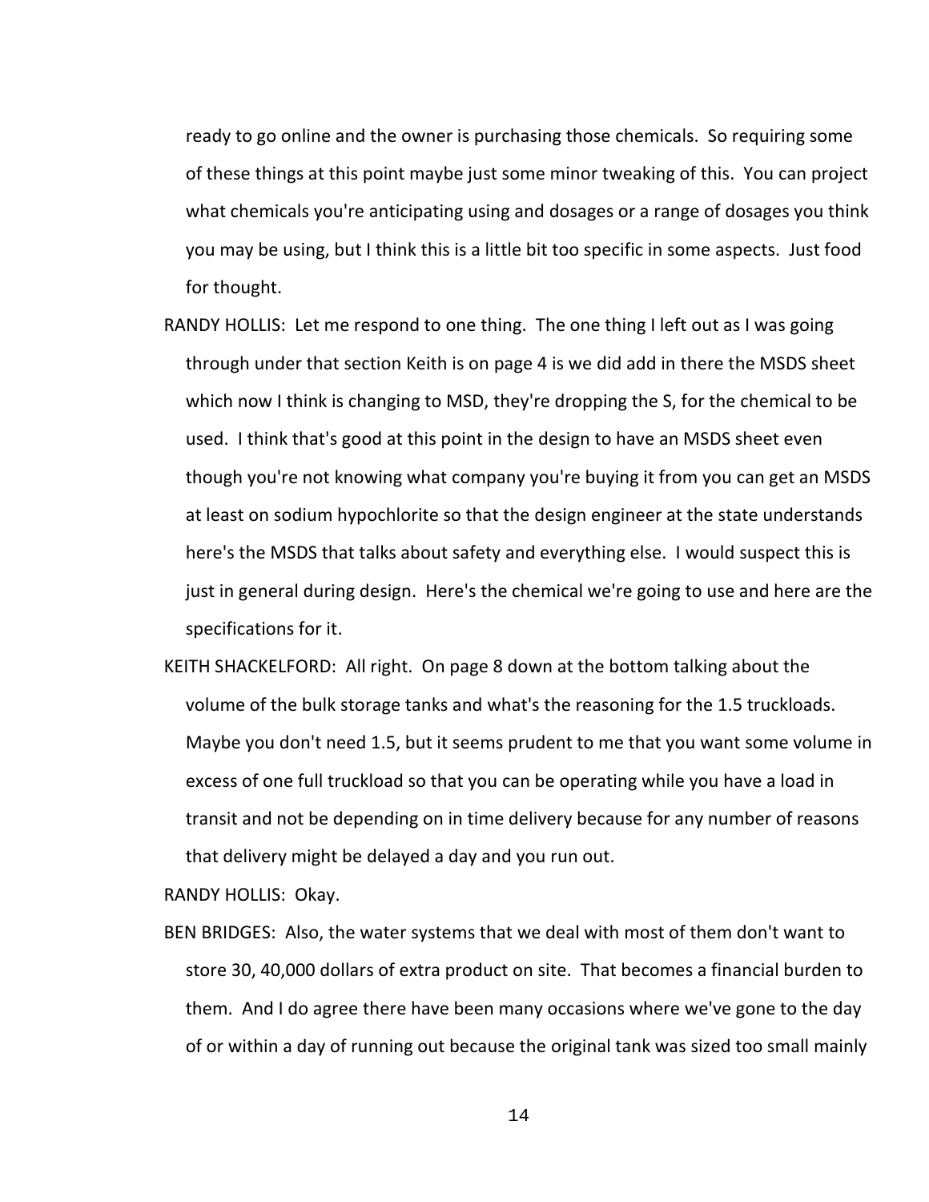ready to go online and the owner is purchasing those chemicals. So requiring some of these things at this point maybe just some minor tweaking of this. You can project what chemicals you're anticipating using and dosages or a range of dosages you think you may be using, but I think this is a little bit too specific in some aspects. Just food for thought.

RANDY HOLLIS: Let me respond to one thing. The one thing I left out as I was going through under that section Keith is on page 4 is we did add in there the MSDS sheet which now I think is changing to MSD, they're dropping the S, for the chemical to be used. I think that's good at this point in the design to have an MSDS sheet even though you're not knowing what company you're buying it from you can get an MSDS at least on sodium hypochlorite so that the design engineer at the state understands here's the MSDS that talks about safety and everything else. I would suspect this is just in general during design. Here's the chemical we're going to use and here are the specifications for it.

KEITH SHACKELFORD: All right. On page 8 down at the bottom talking about the volume of the bulk storage tanks and what's the reasoning for the 1.5 truckloads. Maybe you don't need 1.5, but it seems prudent to me that you want some volume in excess of one full truckload so that you can be operating while you have a load in transit and not be depending on in time delivery because for any number of reasons that delivery might be delayed a day and you run out.

RANDY HOLLIS: Okay.

BEN BRIDGES: Also, the water systems that we deal with most of them don't want to store 30, 40,000 dollars of extra product on site. That becomes a financial burden to them. And I do agree there have been many occasions where we've gone to the day of or within a day of running out because the original tank was sized too small mainly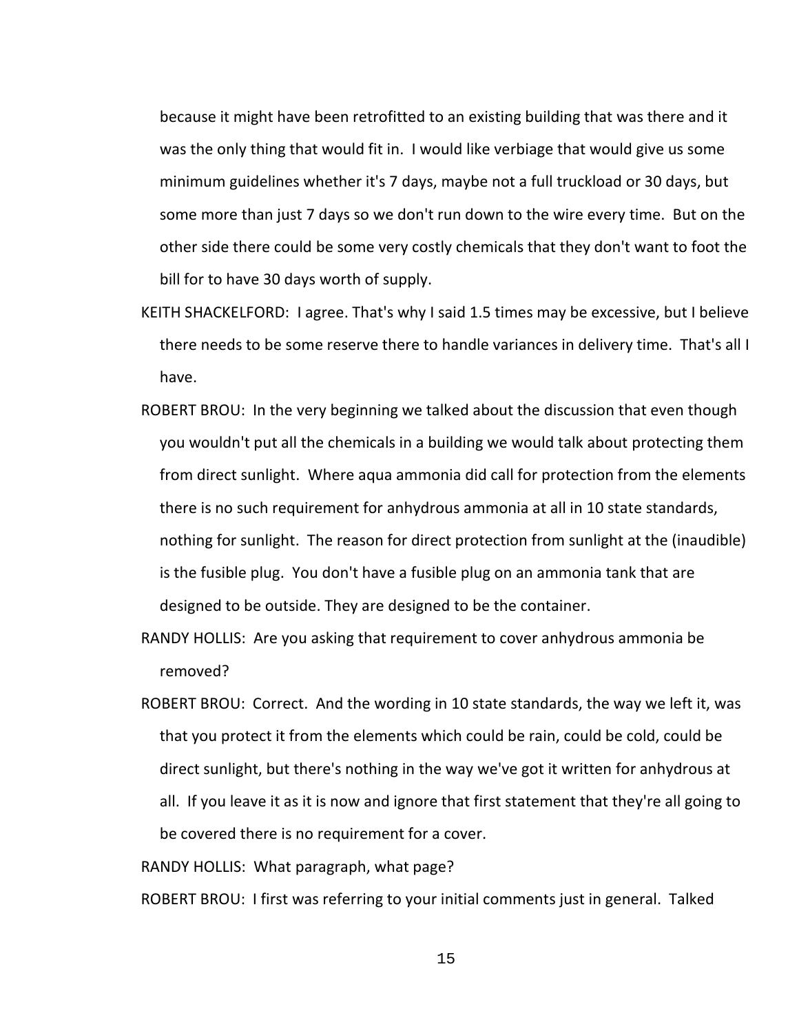because it might have been retrofitted to an existing building that was there and it was the only thing that would fit in. I would like verbiage that would give us some minimum guidelines whether it's 7 days, maybe not a full truckload or 30 days, but some more than just 7 days so we don't run down to the wire every time. But on the other side there could be some very costly chemicals that they don't want to foot the bill for to have 30 days worth of supply.

KEITH SHACKELFORD: I agree. That's why I said 1.5 times may be excessive, but I believe there needs to be some reserve there to handle variances in delivery time. That's all I have.

ROBERT BROU: In the very beginning we talked about the discussion that even though you wouldn't put all the chemicals in a building we would talk about protecting them from direct sunlight. Where aqua ammonia did call for protection from the elements there is no such requirement for anhydrous ammonia at all in 10 state standards, nothing for sunlight. The reason for direct protection from sunlight at the (inaudible) is the fusible plug. You don't have a fusible plug on an ammonia tank that are designed to be outside. They are designed to be the container.

RANDY HOLLIS: Are you asking that requirement to cover anhydrous ammonia be removed?

ROBERT BROU: Correct. And the wording in 10 state standards, the way we left it, was that you protect it from the elements which could be rain, could be cold, could be direct sunlight, but there's nothing in the way we've got it written for anhydrous at all. If you leave it as it is now and ignore that first statement that they're all going to be covered there is no requirement for a cover.

RANDY HOLLIS: What paragraph, what page?

ROBERT BROU: I first was referring to your initial comments just in general. Talked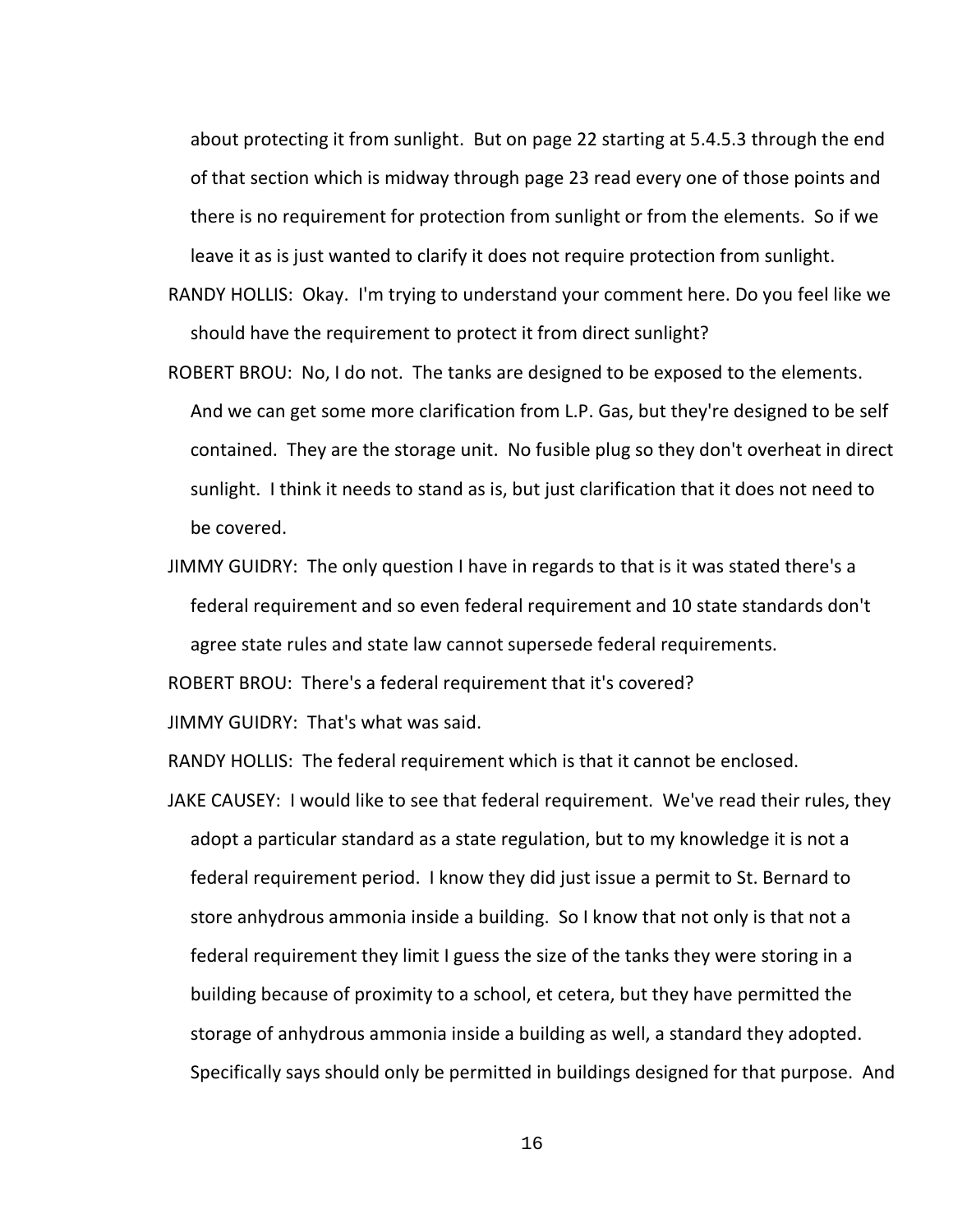about protecting it from sunlight. But on page 22 starting at 5.4.5.3 through the end of that section which is midway through page 23 read every one of those points and there is no requirement for protection from sunlight or from the elements. So if we leave it as is just wanted to clarify it does not require protection from sunlight.

RANDY HOLLIS: Okay. I'm trying to understand your comment here. Do you feel like we should have the requirement to protect it from direct sunlight?

ROBERT BROU: No, I do not. The tanks are designed to be exposed to the elements. And we can get some more clarification from L.P. Gas, but they're designed to be self contained. They are the storage unit. No fusible plug so they don't overheat in direct sunlight. I think it needs to stand as is, but just clarification that it does not need to be covered.

JIMMY GUIDRY: The only question I have in regards to that is it was stated there's a federal requirement and so even federal requirement and 10 state standards don't agree state rules and state law cannot supersede federal requirements.

ROBERT BROU: There's a federal requirement that it's covered?

JIMMY GUIDRY: That's what was said.

RANDY HOLLIS: The federal requirement which is that it cannot be enclosed.

JAKE CAUSEY: I would like to see that federal requirement. We've read their rules, they adopt a particular standard as a state regulation, but to my knowledge it is not a federal requirement period. I know they did just issue a permit to St. Bernard to store anhydrous ammonia inside a building. So I know that not only is that not a federal requirement they limit I guess the size of the tanks they were storing in a building because of proximity to a school, et cetera, but they have permitted the storage of anhydrous ammonia inside a building as well, a standard they adopted. Specifically says should only be permitted in buildings designed for that purpose. And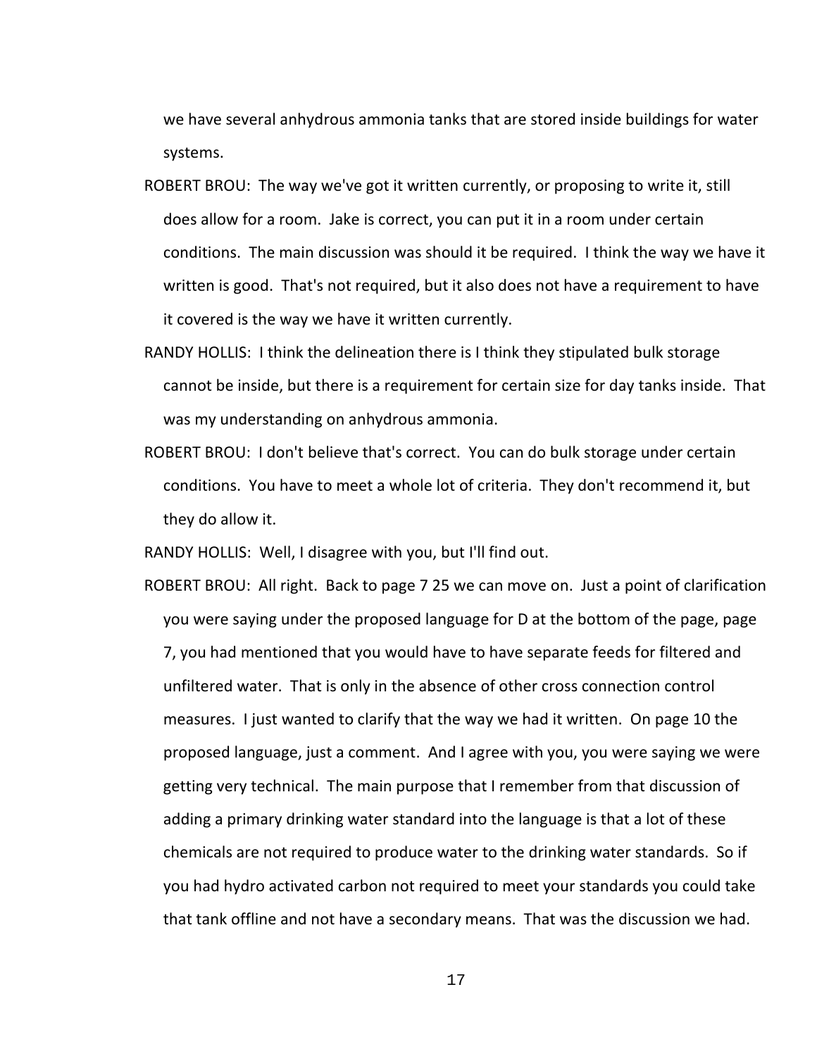we have several anhydrous ammonia tanks that are stored inside buildings for water systems.

ROBERT BROU: The way we've got it written currently, or proposing to write it, still does allow for a room. Jake is correct, you can put it in a room under certain conditions. The main discussion was should it be required. I think the way we have it written is good. That's not required, but it also does not have a requirement to have it covered is the way we have it written currently.

RANDY HOLLIS: I think the delineation there is I think they stipulated bulk storage cannot be inside, but there is a requirement for certain size for day tanks inside. That was my understanding on anhydrous ammonia.

ROBERT BROU: I don't believe that's correct. You can do bulk storage under certain conditions. You have to meet a whole lot of criteria. They don't recommend it, but they do allow it.

RANDY HOLLIS: Well, I disagree with you, but I'll find out.

ROBERT BROU: All right. Back to page 7 25 we can move on. Just a point of clarification you were saying under the proposed language for D at the bottom of the page, page 7, you had mentioned that you would have to have separate feeds for filtered and unfiltered water. That is only in the absence of other cross connection control measures. I just wanted to clarify that the way we had it written. On page 10 the proposed language, just a comment. And I agree with you, you were saying we were getting very technical. The main purpose that I remember from that discussion of adding a primary drinking water standard into the language is that a lot of these chemicals are not required to produce water to the drinking water standards. So if you had hydro activated carbon not required to meet your standards you could take that tank offline and not have a secondary means. That was the discussion we had.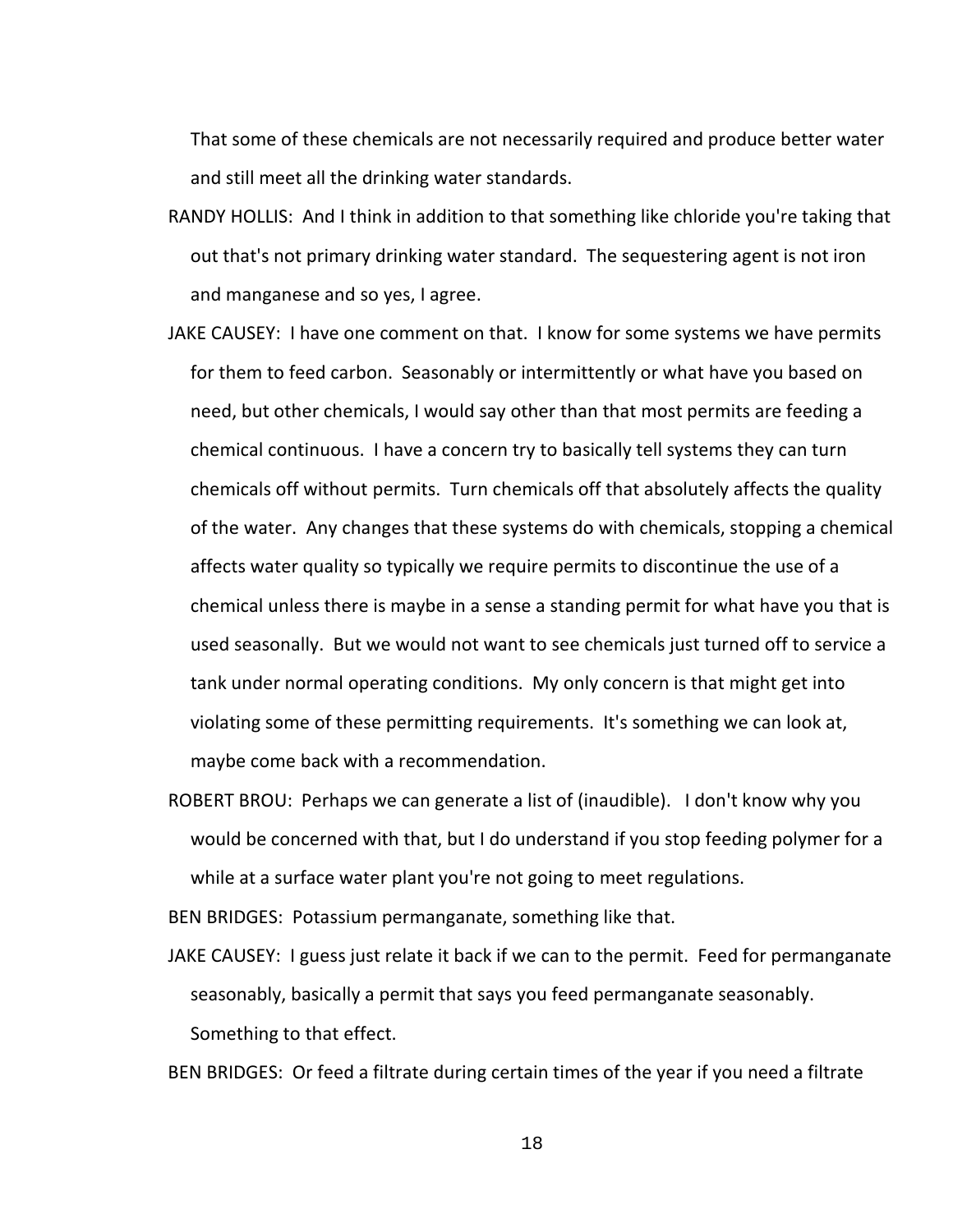That some of these chemicals are not necessarily required and produce better water and still meet all the drinking water standards.

RANDY HOLLIS: And I think in addition to that something like chloride you're taking that out that's not primary drinking water standard. The sequestering agent is not iron and manganese and so yes, I agree.

JAKE CAUSEY: I have one comment on that. I know for some systems we have permits for them to feed carbon. Seasonably or intermittently or what have you based on need, but other chemicals, I would say other than that most permits are feeding a chemical continuous. I have a concern try to basically tell systems they can turn chemicals off without permits. Turn chemicals off that absolutely affects the quality of the water. Any changes that these systems do with chemicals, stopping a chemical affects water quality so typically we require permits to discontinue the use of a chemical unless there is maybe in a sense a standing permit for what have you that is used seasonally. But we would not want to see chemicals just turned off to service a tank under normal operating conditions. My only concern is that might get into violating some of these permitting requirements. It's something we can look at, maybe come back with a recommendation.

ROBERT BROU: Perhaps we can generate a list of (inaudible). I don't know why you would be concerned with that, but I do understand if you stop feeding polymer for a while at a surface water plant you're not going to meet regulations.

BEN BRIDGES: Potassium permanganate, something like that.

JAKE CAUSEY: I guess just relate it back if we can to the permit. Feed for permanganate seasonably, basically a permit that says you feed permanganate seasonably. Something to that effect.

BEN BRIDGES: Or feed a filtrate during certain times of the year if you need a filtrate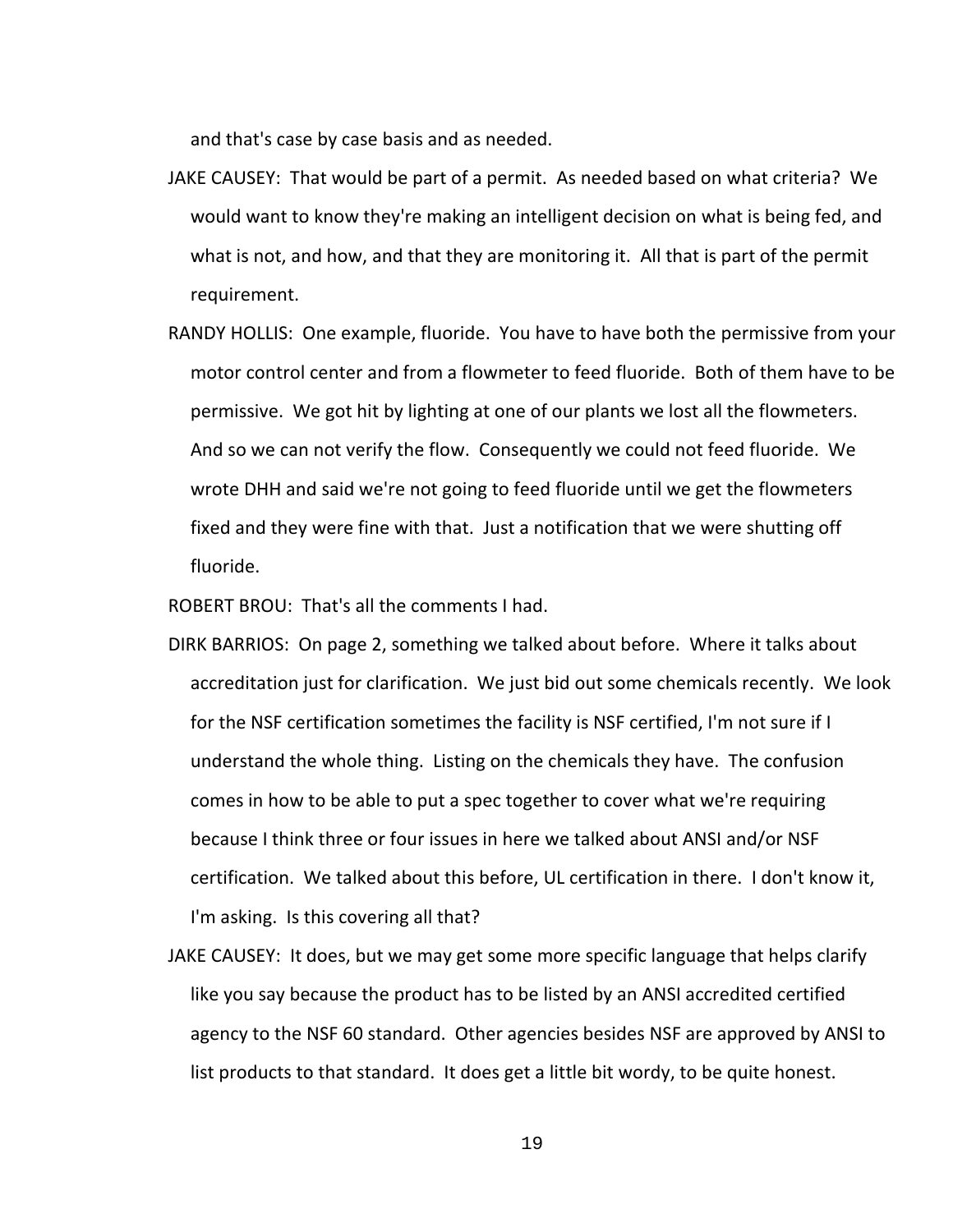and that's case by case basis and as needed.

JAKE CAUSEY: That would be part of a permit. As needed based on what criteria? We would want to know they're making an intelligent decision on what is being fed, and what is not, and how, and that they are monitoring it. All that is part of the permit requirement.

RANDY HOLLIS: One example, fluoride. You have to have both the permissive from your motor control center and from a flowmeter to feed fluoride. Both of them have to be permissive. We got hit by lighting at one of our plants we lost all the flowmeters. And so we can not verify the flow. Consequently we could not feed fluoride. We wrote DHH and said we're not going to feed fluoride until we get the flowmeters fixed and they were fine with that. Just a notification that we were shutting off fluoride.

ROBERT BROU: That's all the comments I had.

DIRK BARRIOS: On page 2, something we talked about before. Where it talks about accreditation just for clarification. We just bid out some chemicals recently. We look for the NSF certification sometimes the facility is NSF certified, I'm not sure if I understand the whole thing. Listing on the chemicals they have. The confusion comes in how to be able to put a spec together to cover what we're requiring because I think three or four issues in here we talked about ANSI and/or NSF certification. We talked about this before, UL certification in there. I don't know it, I'm asking. Is this covering all that?

JAKE CAUSEY: It does, but we may get some more specific language that helps clarify like you say because the product has to be listed by an ANSI accredited certified agency to the NSF 60 standard. Other agencies besides NSF are approved by ANSI to list products to that standard. It does get a little bit wordy, to be quite honest.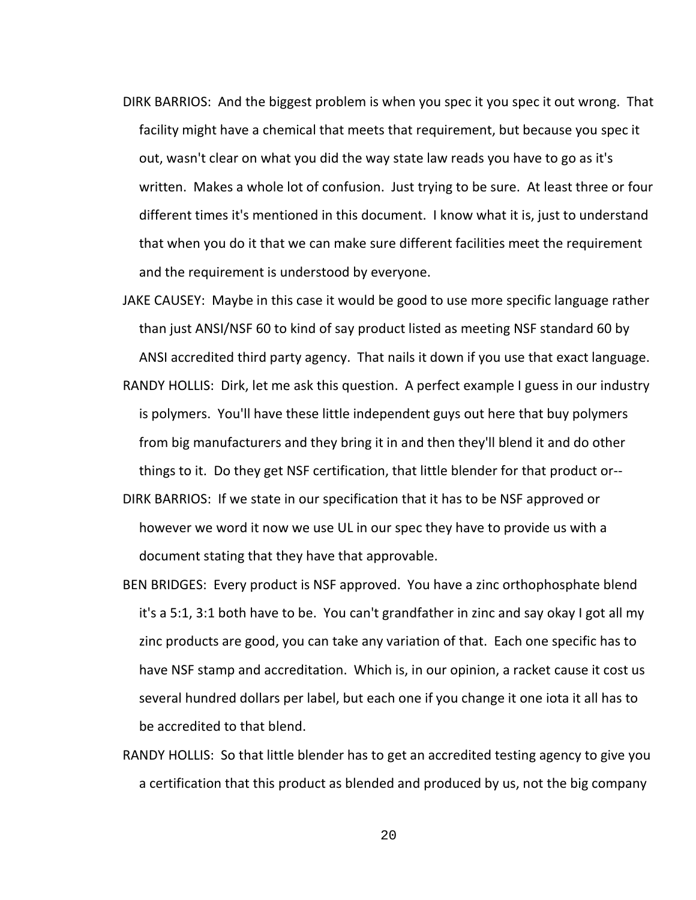DIRK BARRIOS: And the biggest problem is when you spec it you spec it out wrong. That facility might have a chemical that meets that requirement, but because you spec it out, wasn't clear on what you did the way state law reads you have to go as it's written. Makes a whole lot of confusion. Just trying to be sure. At least three or four different times it's mentioned in this document. I know what it is, just to understand that when you do it that we can make sure different facilities meet the requirement and the requirement is understood by everyone.

JAKE CAUSEY: Maybe in this case it would be good to use more specific language rather than just ANSI/NSF 60 to kind of say product listed as meeting NSF standard 60 by ANSI accredited third party agency. That nails it down if you use that exact language.

RANDY HOLLIS: Dirk, let me ask this question. A perfect example I guess in our industry is polymers. You'll have these little independent guys out here that buy polymers from big manufacturers and they bring it in and then they'll blend it and do other things to it. Do they get NSF certification, that little blender for that product or--

DIRK BARRIOS: If we state in our specification that it has to be NSF approved or however we word it now we use UL in our spec they have to provide us with a document stating that they have that approvable.

BEN BRIDGES: Every product is NSF approved. You have a zinc orthophosphate blend it's a 5:1, 3:1 both have to be. You can't grandfather in zinc and say okay I got all my zinc products are good, you can take any variation of that. Each one specific has to have NSF stamp and accreditation. Which is, in our opinion, a racket cause it cost us several hundred dollars per label, but each one if you change it one iota it all has to be accredited to that blend.

RANDY HOLLIS: So that little blender has to get an accredited testing agency to give you a certification that this product as blended and produced by us, not the big company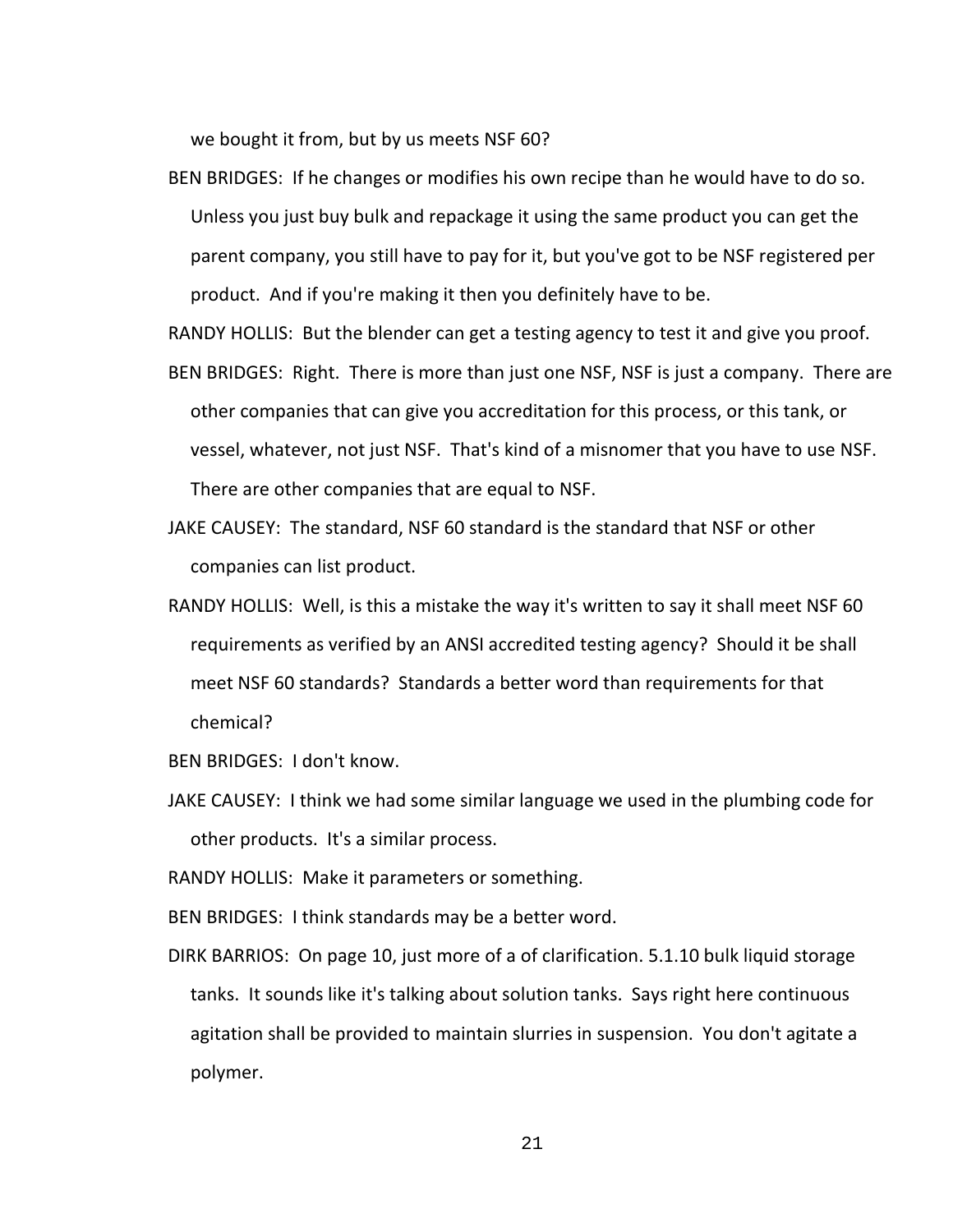we bought it from, but by us meets NSF 60?

BEN BRIDGES: If he changes or modifies his own recipe than he would have to do so. Unless you just buy bulk and repackage it using the same product you can get the parent company, you still have to pay for it, but you've got to be NSF registered per product. And if you're making it then you definitely have to be.

RANDY HOLLIS: But the blender can get a testing agency to test it and give you proof.

BEN BRIDGES: Right. There is more than just one NSF, NSF is just a company. There are other companies that can give you accreditation for this process, or this tank, or vessel, whatever, not just NSF. That's kind of a misnomer that you have to use NSF. There are other companies that are equal to NSF.

JAKE CAUSEY: The standard, NSF 60 standard is the standard that NSF or other companies can list product.

RANDY HOLLIS: Well, is this a mistake the way it's written to say it shall meet NSF 60 requirements as verified by an ANSI accredited testing agency? Should it be shall meet NSF 60 standards? Standards a better word than requirements for that chemical?

BEN BRIDGES: I don't know.

JAKE CAUSEY: I think we had some similar language we used in the plumbing code for other products. It's a similar process.

RANDY HOLLIS: Make it parameters or something.

BEN BRIDGES: I think standards may be a better word.

DIRK BARRIOS: On page 10, just more of a of clarification. 5.1.10 bulk liquid storage tanks. It sounds like it's talking about solution tanks. Says right here continuous agitation shall be provided to maintain slurries in suspension. You don't agitate a polymer.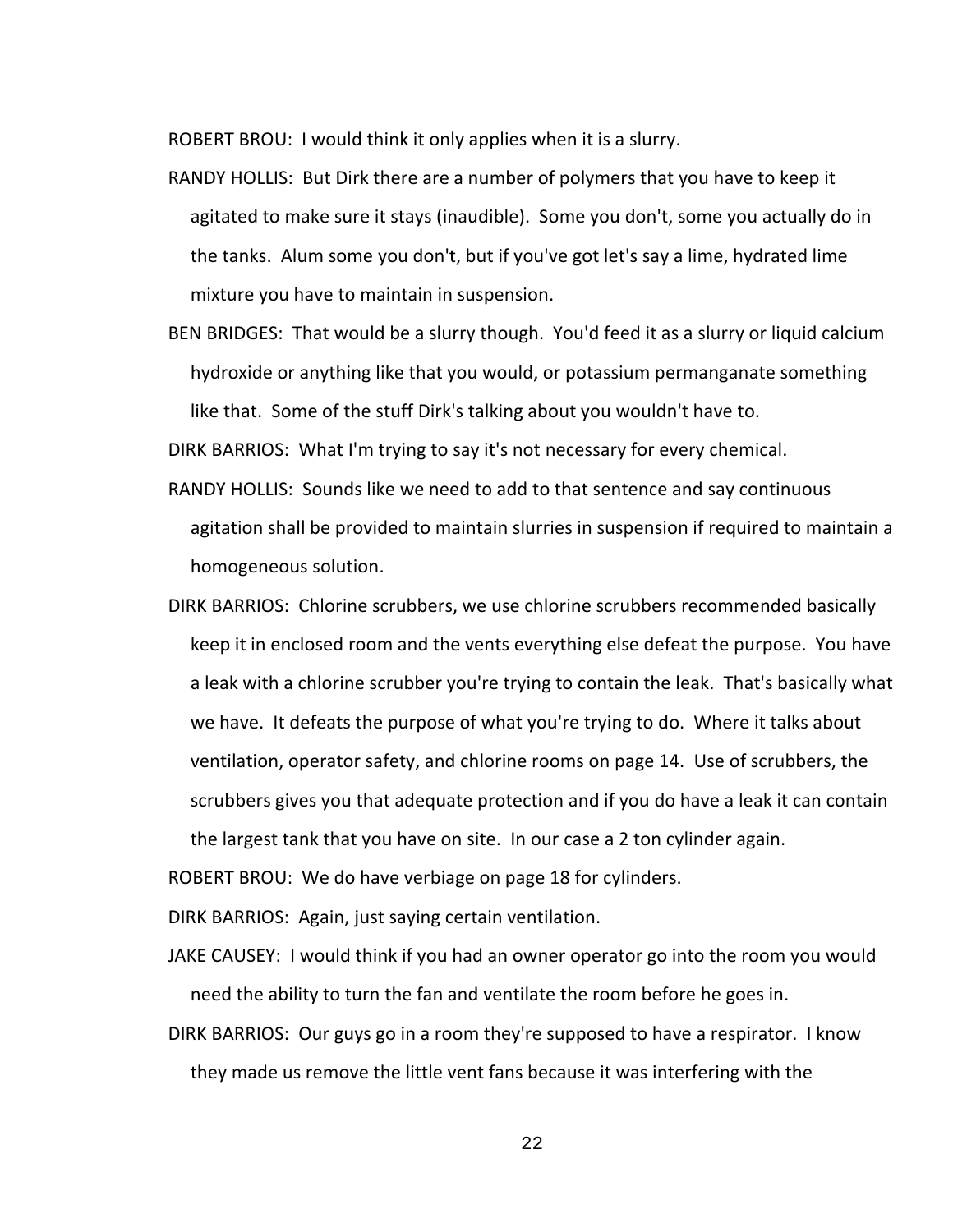ROBERT BROU: I would think it only applies when it is a slurry.

RANDY HOLLIS: But Dirk there are a number of polymers that you have to keep it agitated to make sure it stays (inaudible). Some you don't, some you actually do in the tanks. Alum some you don't, but if you've got let's say a lime, hydrated lime mixture you have to maintain in suspension.

BEN BRIDGES: That would be a slurry though. You'd feed it as a slurry or liquid calcium hydroxide or anything like that you would, or potassium permanganate something like that. Some of the stuff Dirk's talking about you wouldn't have to.

DIRK BARRIOS: What I'm trying to say it's not necessary for every chemical.

RANDY HOLLIS: Sounds like we need to add to that sentence and say continuous agitation shall be provided to maintain slurries in suspension if required to maintain a homogeneous solution.

DIRK BARRIOS: Chlorine scrubbers, we use chlorine scrubbers recommended basically keep it in enclosed room and the vents everything else defeat the purpose. You have a leak with a chlorine scrubber you're trying to contain the leak. That's basically what we have. It defeats the purpose of what you're trying to do. Where it talks about ventilation, operator safety, and chlorine rooms on page 14. Use of scrubbers, the scrubbers gives you that adequate protection and if you do have a leak it can contain the largest tank that you have on site. In our case a 2 ton cylinder again.

ROBERT BROU: We do have verbiage on page 18 for cylinders.

DIRK BARRIOS: Again, just saying certain ventilation.

JAKE CAUSEY: I would think if you had an owner operator go into the room you would need the ability to turn the fan and ventilate the room before he goes in.

DIRK BARRIOS: Our guys go in a room they're supposed to have a respirator. I know they made us remove the little vent fans because it was interfering with the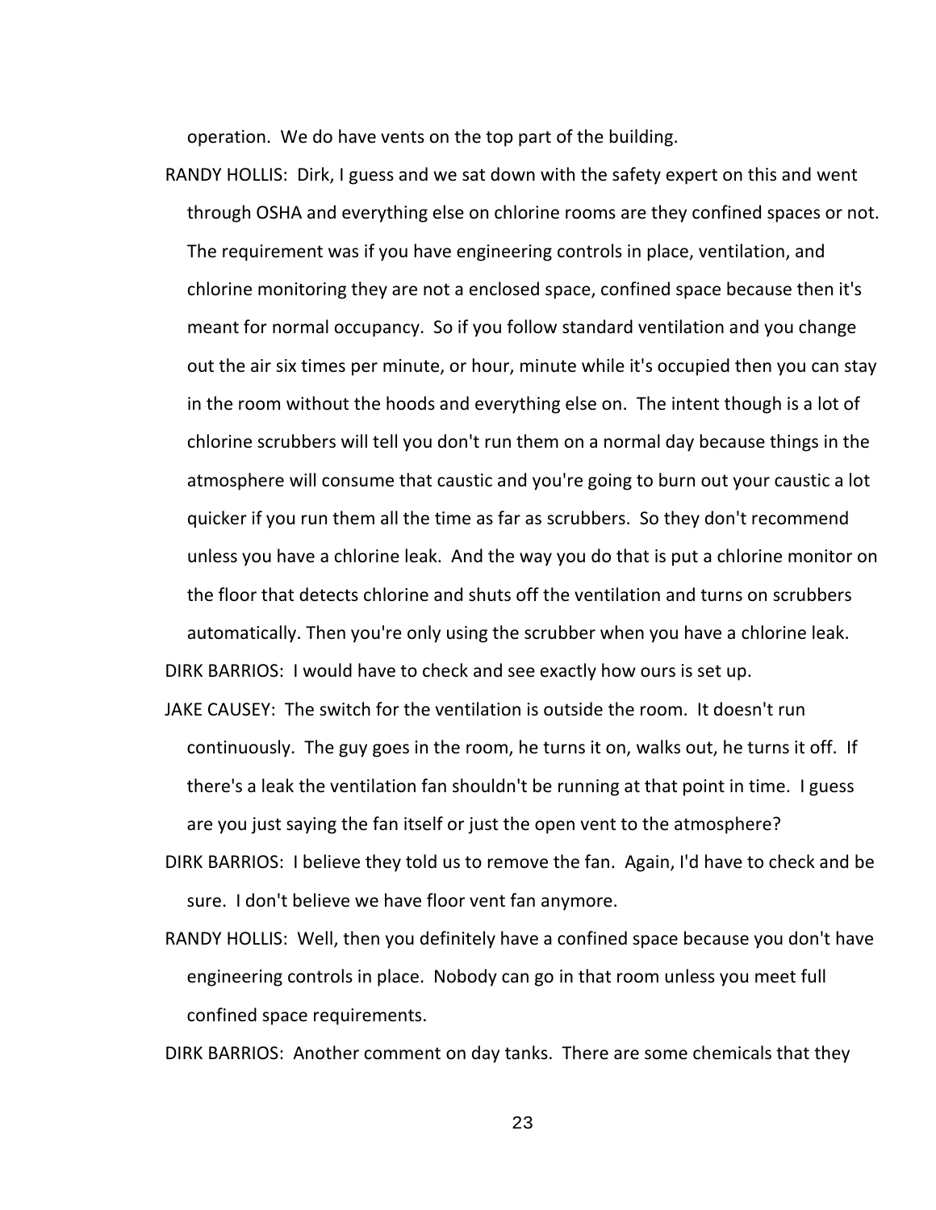operation. We do have vents on the top part of the building.

RANDY HOLLIS: Dirk, I guess and we sat down with the safety expert on this and went through OSHA and everything else on chlorine rooms are they confined spaces or not. The requirement was if you have engineering controls in place, ventilation, and chlorine monitoring they are not a enclosed space, confined space because then it's meant for normal occupancy. So if you follow standard ventilation and you change out the air six times per minute, or hour, minute while it's occupied then you can stay in the room without the hoods and everything else on. The intent though is a lot of chlorine scrubbers will tell you don't run them on a normal day because things in the atmosphere will consume that caustic and you're going to burn out your caustic a lot quicker if you run them all the time as far as scrubbers. So they don't recommend unless you have a chlorine leak. And the way you do that is put a chlorine monitor on the floor that detects chlorine and shuts off the ventilation and turns on scrubbers automatically. Then you're only using the scrubber when you have a chlorine leak.

DIRK BARRIOS: I would have to check and see exactly how ours is set up.

JAKE CAUSEY: The switch for the ventilation is outside the room. It doesn't run continuously. The guy goes in the room, he turns it on, walks out, he turns it off. If there's a leak the ventilation fan shouldn't be running at that point in time. I guess are you just saying the fan itself or just the open vent to the atmosphere?

DIRK BARRIOS: I believe they told us to remove the fan. Again, I'd have to check and be sure. I don't believe we have floor vent fan anymore.

RANDY HOLLIS: Well, then you definitely have a confined space because you don't have engineering controls in place. Nobody can go in that room unless you meet full confined space requirements.

DIRK BARRIOS: Another comment on day tanks. There are some chemicals that they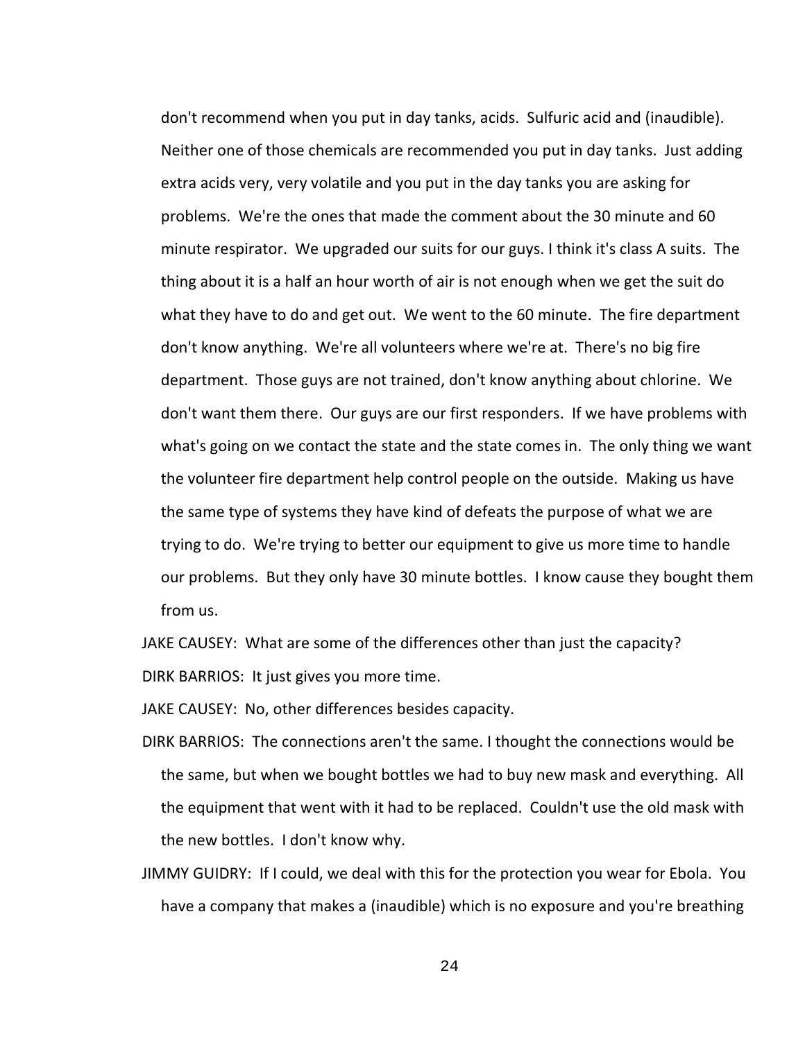don't recommend when you put in day tanks, acids. Sulfuric acid and (inaudible). Neither one of those chemicals are recommended you put in day tanks. Just adding extra acids very, very volatile and you put in the day tanks you are asking for problems. We're the ones that made the comment about the 30 minute and 60 minute respirator. We upgraded our suits for our guys. I think it's class A suits. The thing about it is a half an hour worth of air is not enough when we get the suit do what they have to do and get out. We went to the 60 minute. The fire department don't know anything. We're all volunteers where we're at. There's no big fire department. Those guys are not trained, don't know anything about chlorine. We don't want them there. Our guys are our first responders. If we have problems with what's going on we contact the state and the state comes in. The only thing we want the volunteer fire department help control people on the outside. Making us have the same type of systems they have kind of defeats the purpose of what we are trying to do. We're trying to better our equipment to give us more time to handle our problems. But they only have 30 minute bottles. I know cause they bought them from us.

JAKE CAUSEY: What are some of the differences other than just the capacity?

DIRK BARRIOS: It just gives you more time.

JAKE CAUSEY: No, other differences besides capacity.

DIRK BARRIOS: The connections aren't the same. I thought the connections would be the same, but when we bought bottles we had to buy new mask and everything. All the equipment that went with it had to be replaced. Couldn't use the old mask with the new bottles. I don't know why.

JIMMY GUIDRY: If I could, we deal with this for the protection you wear for Ebola. You have a company that makes a (inaudible) which is no exposure and you're breathing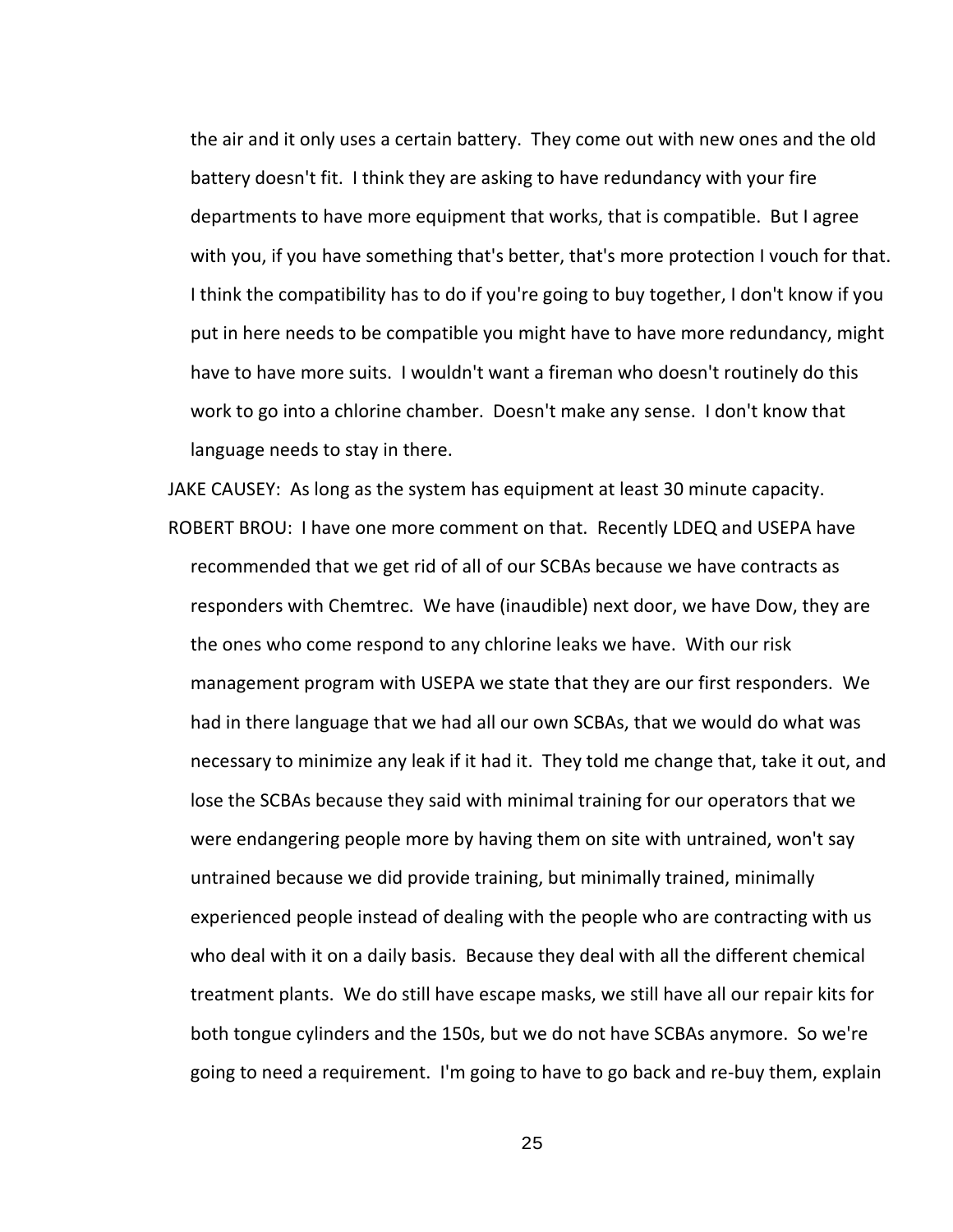the air and it only uses a certain battery. They come out with new ones and the old battery doesn't fit. I think they are asking to have redundancy with your fire departments to have more equipment that works, that is compatible. But I agree with you, if you have something that's better, that's more protection I vouch for that. I think the compatibility has to do if you're going to buy together, I don't know if you put in here needs to be compatible you might have to have more redundancy, might have to have more suits. I wouldn't want a fireman who doesn't routinely do this work to go into a chlorine chamber. Doesn't make any sense. I don't know that language needs to stay in there.

JAKE CAUSEY: As long as the system has equipment at least 30 minute capacity.

ROBERT BROU: I have one more comment on that. Recently LDEQ and USEPA have recommended that we get rid of all of our SCBAs because we have contracts as responders with Chemtrec. We have (inaudible) next door, we have Dow, they are the ones who come respond to any chlorine leaks we have. With our risk management program with USEPA we state that they are our first responders. We had in there language that we had all our own SCBAs, that we would do what was necessary to minimize any leak if it had it. They told me change that, take it out, and lose the SCBAs because they said with minimal training for our operators that we were endangering people more by having them on site with untrained, won't say untrained because we did provide training, but minimally trained, minimally experienced people instead of dealing with the people who are contracting with us who deal with it on a daily basis. Because they deal with all the different chemical treatment plants. We do still have escape masks, we still have all our repair kits for both tongue cylinders and the 150s, but we do not have SCBAs anymore. So we're going to need a requirement. I'm going to have to go back and re-buy them, explain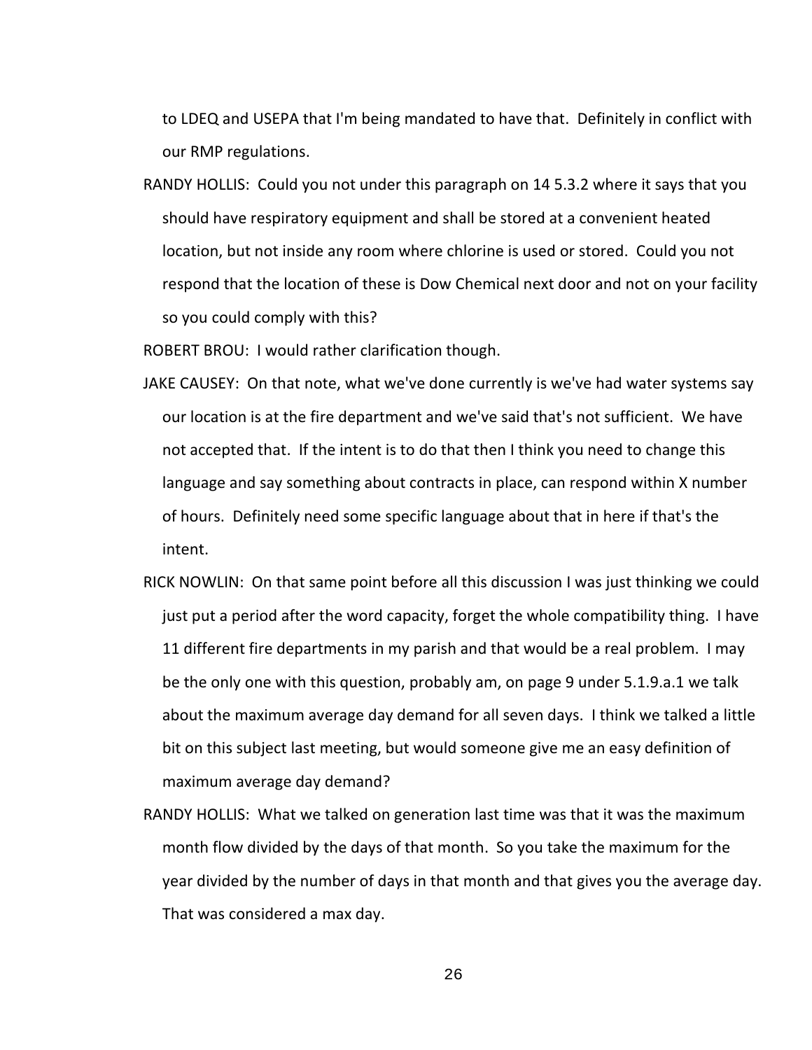to LDEQ and USEPA that I'm being mandated to have that. Definitely in conflict with our RMP regulations.

RANDY HOLLIS: Could you not under this paragraph on 14 5.3.2 where it says that you should have respiratory equipment and shall be stored at a convenient heated location, but not inside any room where chlorine is used or stored. Could you not respond that the location of these is Dow Chemical next door and not on your facility so you could comply with this?

ROBERT BROU: I would rather clarification though.

JAKE CAUSEY: On that note, what we've done currently is we've had water systems say our location is at the fire department and we've said that's not sufficient. We have not accepted that. If the intent is to do that then I think you need to change this language and say something about contracts in place, can respond within X number of hours. Definitely need some specific language about that in here if that's the intent.

RICK NOWLIN: On that same point before all this discussion I was just thinking we could just put a period after the word capacity, forget the whole compatibility thing. I have 11 different fire departments in my parish and that would be a real problem. I may be the only one with this question, probably am, on page 9 under 5.1.9.a.1 we talk about the maximum average day demand for all seven days. I think we talked a little bit on this subject last meeting, but would someone give me an easy definition of maximum average day demand?

RANDY HOLLIS: What we talked on generation last time was that it was the maximum month flow divided by the days of that month. So you take the maximum for the year divided by the number of days in that month and that gives you the average day. That was considered a max day.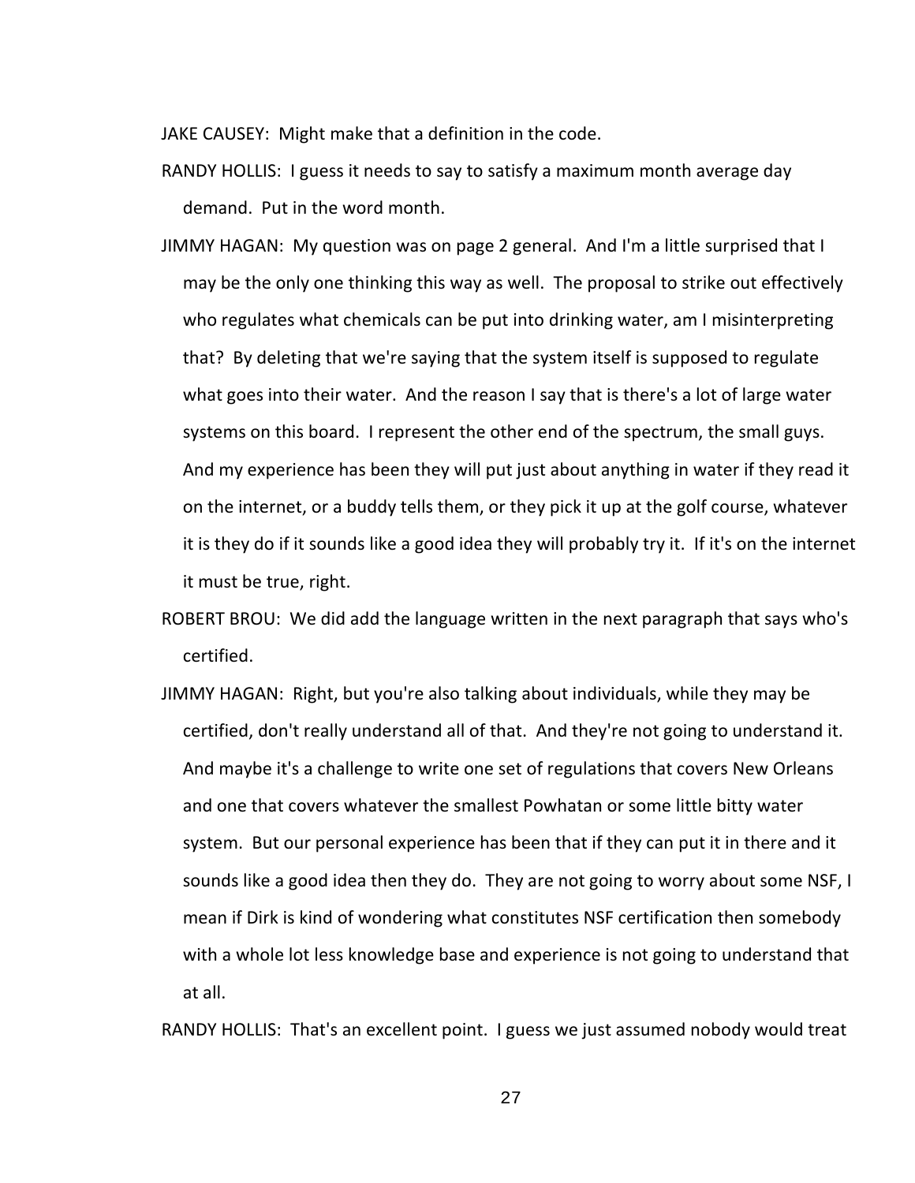JAKE CAUSEY: Might make that a definition in the code.

RANDY HOLLIS: I guess it needs to say to satisfy a maximum month average day demand. Put in the word month.

JIMMY HAGAN: My question was on page 2 general. And I'm a little surprised that I may be the only one thinking this way as well. The proposal to strike out effectively who regulates what chemicals can be put into drinking water, am I misinterpreting that? By deleting that we're saying that the system itself is supposed to regulate what goes into their water. And the reason I say that is there's a lot of large water systems on this board. I represent the other end of the spectrum, the small guys. And my experience has been they will put just about anything in water if they read it on the internet, or a buddy tells them, or they pick it up at the golf course, whatever it is they do if it sounds like a good idea they will probably try it. If it's on the internet it must be true, right.

ROBERT BROU: We did add the language written in the next paragraph that says who's certified.

JIMMY HAGAN: Right, but you're also talking about individuals, while they may be certified, don't really understand all of that. And they're not going to understand it. And maybe it's a challenge to write one set of regulations that covers New Orleans and one that covers whatever the smallest Powhatan or some little bitty water system. But our personal experience has been that if they can put it in there and it sounds like a good idea then they do. They are not going to worry about some NSF, I mean if Dirk is kind of wondering what constitutes NSF certification then somebody with a whole lot less knowledge base and experience is not going to understand that at all.

RANDY HOLLIS: That's an excellent point. I guess we just assumed nobody would treat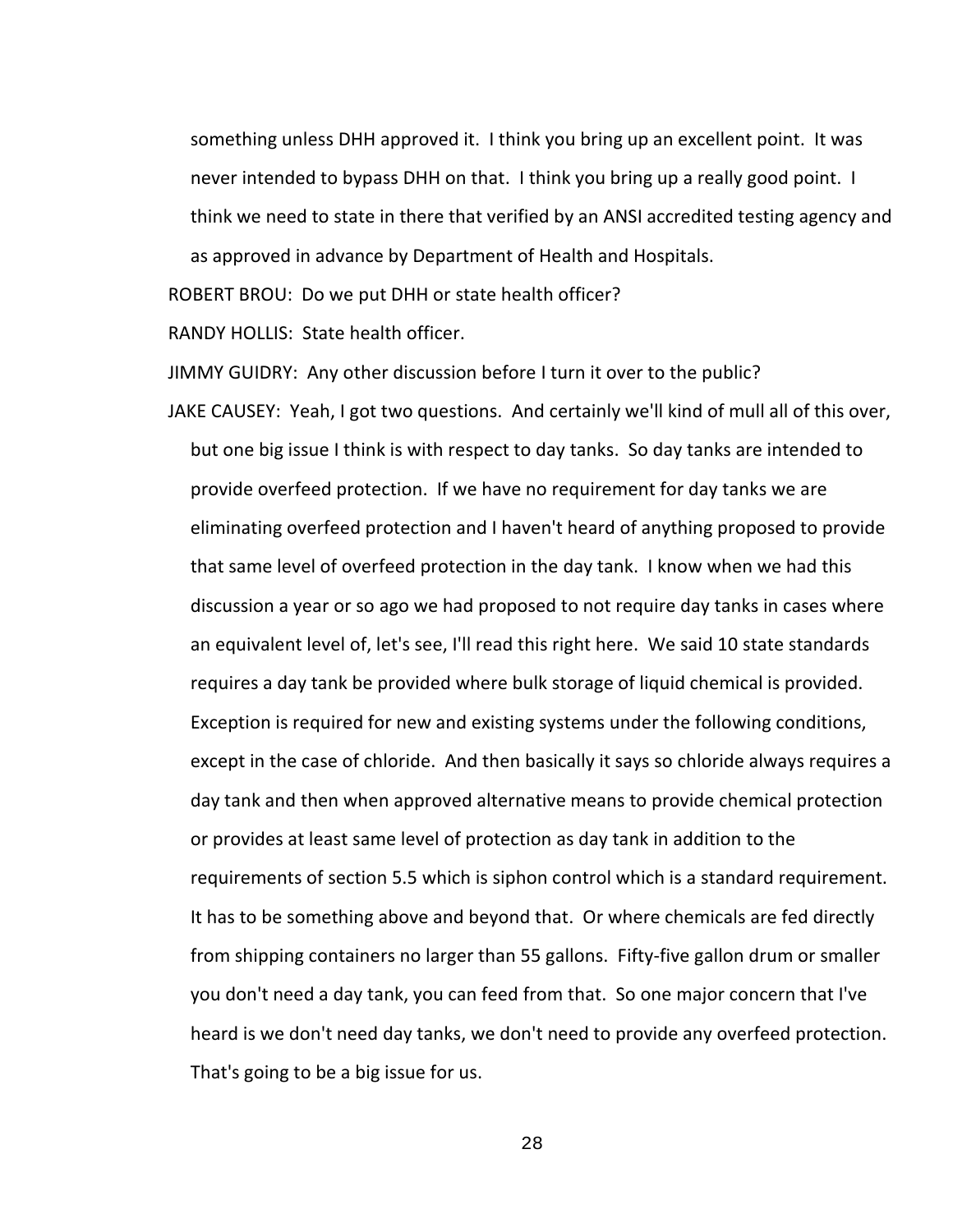something unless DHH approved it. I think you bring up an excellent point. It was never intended to bypass DHH on that. I think you bring up a really good point. I think we need to state in there that verified by an ANSI accredited testing agency and as approved in advance by Department of Health and Hospitals.

ROBERT BROU: Do we put DHH or state health officer?

RANDY HOLLIS: State health officer.

JIMMY GUIDRY: Any other discussion before I turn it over to the public?

JAKE CAUSEY: Yeah, I got two questions. And certainly we'll kind of mull all of this over, but one big issue I think is with respect to day tanks. So day tanks are intended to provide overfeed protection. If we have no requirement for day tanks we are eliminating overfeed protection and I haven't heard of anything proposed to provide that same level of overfeed protection in the day tank. I know when we had this discussion a year or so ago we had proposed to not require day tanks in cases where an equivalent level of, let's see, I'll read this right here. We said 10 state standards requires a day tank be provided where bulk storage of liquid chemical is provided. Exception is required for new and existing systems under the following conditions, except in the case of chloride. And then basically it says so chloride always requires a day tank and then when approved alternative means to provide chemical protection or provides at least same level of protection as day tank in addition to the requirements of section 5.5 which is siphon control which is a standard requirement. It has to be something above and beyond that. Or where chemicals are fed directly from shipping containers no larger than 55 gallons. Fifty-five gallon drum or smaller you don't need a day tank, you can feed from that. So one major concern that I've heard is we don't need day tanks, we don't need to provide any overfeed protection. That's going to be a big issue for us.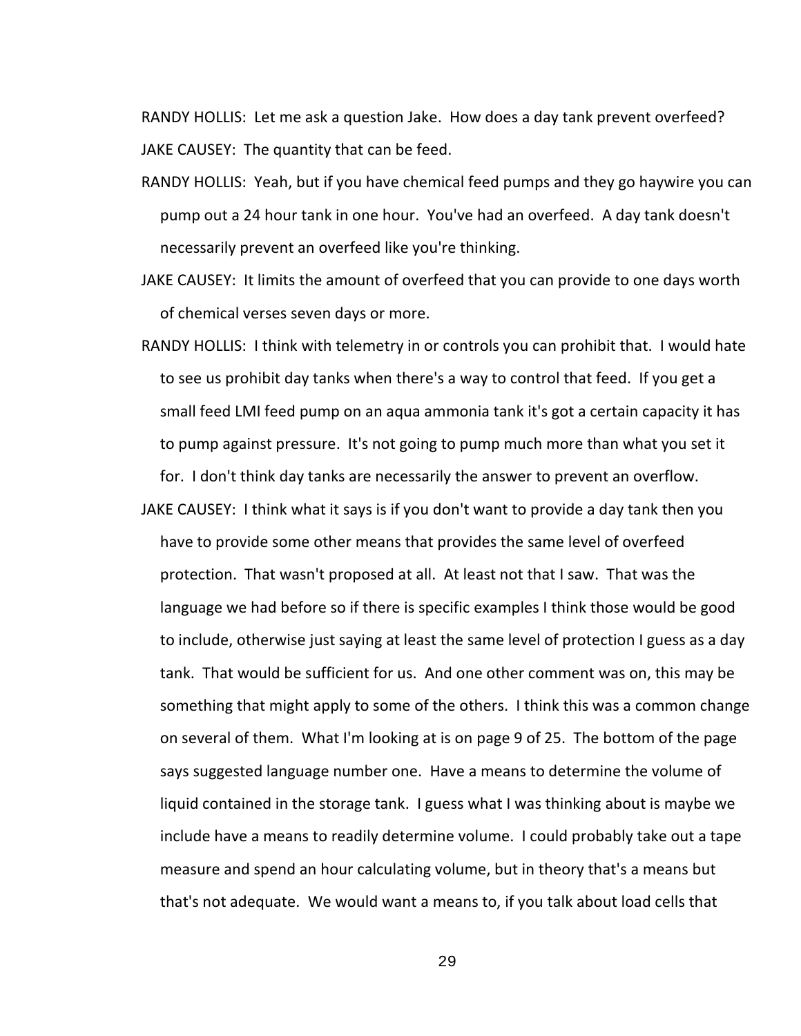RANDY HOLLIS: Let me ask a question Jake. How does a day tank prevent overfeed?

JAKE CAUSEY: The quantity that can be feed.

RANDY HOLLIS: Yeah, but if you have chemical feed pumps and they go haywire you can pump out a 24 hour tank in one hour. You've had an overfeed. A day tank doesn't necessarily prevent an overfeed like you're thinking.

JAKE CAUSEY: It limits the amount of overfeed that you can provide to one days worth of chemical verses seven days or more.

RANDY HOLLIS: I think with telemetry in or controls you can prohibit that. I would hate to see us prohibit day tanks when there's a way to control that feed. If you get a small feed LMI feed pump on an aqua ammonia tank it's got a certain capacity it has to pump against pressure. It's not going to pump much more than what you set it for. I don't think day tanks are necessarily the answer to prevent an overflow.

JAKE CAUSEY: I think what it says is if you don't want to provide a day tank then you have to provide some other means that provides the same level of overfeed protection. That wasn't proposed at all. At least not that I saw. That was the language we had before so if there is specific examples I think those would be good to include, otherwise just saying at least the same level of protection I guess as a day tank. That would be sufficient for us. And one other comment was on, this may be something that might apply to some of the others. I think this was a common change on several of them. What I'm looking at is on page 9 of 25. The bottom of the page says suggested language number one. Have a means to determine the volume of liquid contained in the storage tank. I guess what I was thinking about is maybe we include have a means to readily determine volume. I could probably take out a tape measure and spend an hour calculating volume, but in theory that's a means but that's not adequate. We would want a means to, if you talk about load cells that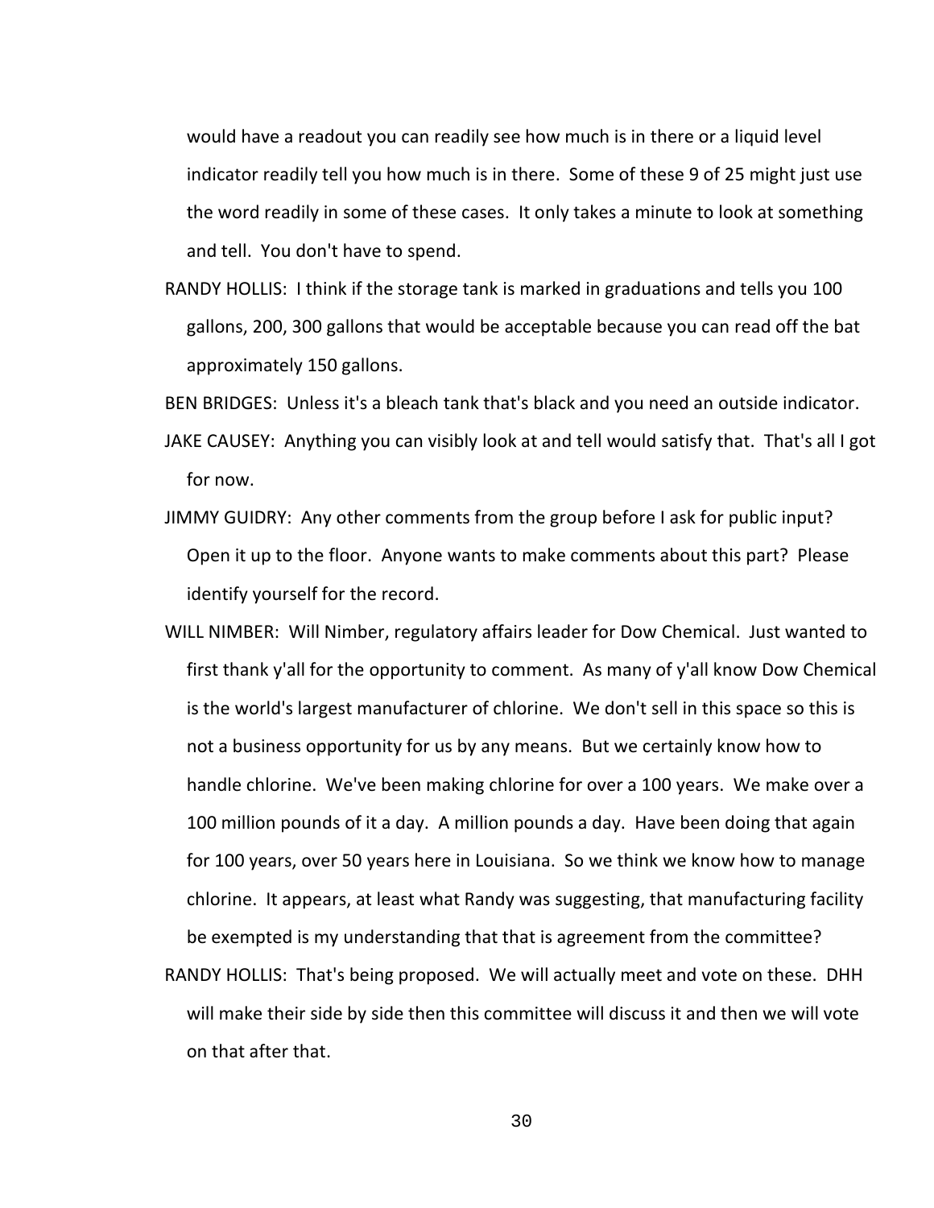would have a readout you can readily see how much is in there or a liquid level indicator readily tell you how much is in there. Some of these 9 of 25 might just use the word readily in some of these cases. It only takes a minute to look at something and tell. You don't have to spend.

RANDY HOLLIS: I think if the storage tank is marked in graduations and tells you 100 gallons, 200, 300 gallons that would be acceptable because you can read off the bat approximately 150 gallons.

BEN BRIDGES: Unless it's a bleach tank that's black and you need an outside indicator.

JAKE CAUSEY: Anything you can visibly look at and tell would satisfy that. That's all I got for now.

JIMMY GUIDRY: Any other comments from the group before I ask for public input? Open it up to the floor. Anyone wants to make comments about this part? Please identify yourself for the record.

WILL NIMBER: Will Nimber, regulatory affairs leader for Dow Chemical. Just wanted to first thank y'all for the opportunity to comment. As many of y'all know Dow Chemical is the world's largest manufacturer of chlorine. We don't sell in this space so this is not a business opportunity for us by any means. But we certainly know how to handle chlorine. We've been making chlorine for over a 100 years. We make over a 100 million pounds of it a day. A million pounds a day. Have been doing that again for 100 years, over 50 years here in Louisiana. So we think we know how to manage chlorine. It appears, at least what Randy was suggesting, that manufacturing facility be exempted is my understanding that that is agreement from the committee?

RANDY HOLLIS: That's being proposed. We will actually meet and vote on these. DHH will make their side by side then this committee will discuss it and then we will vote on that after that.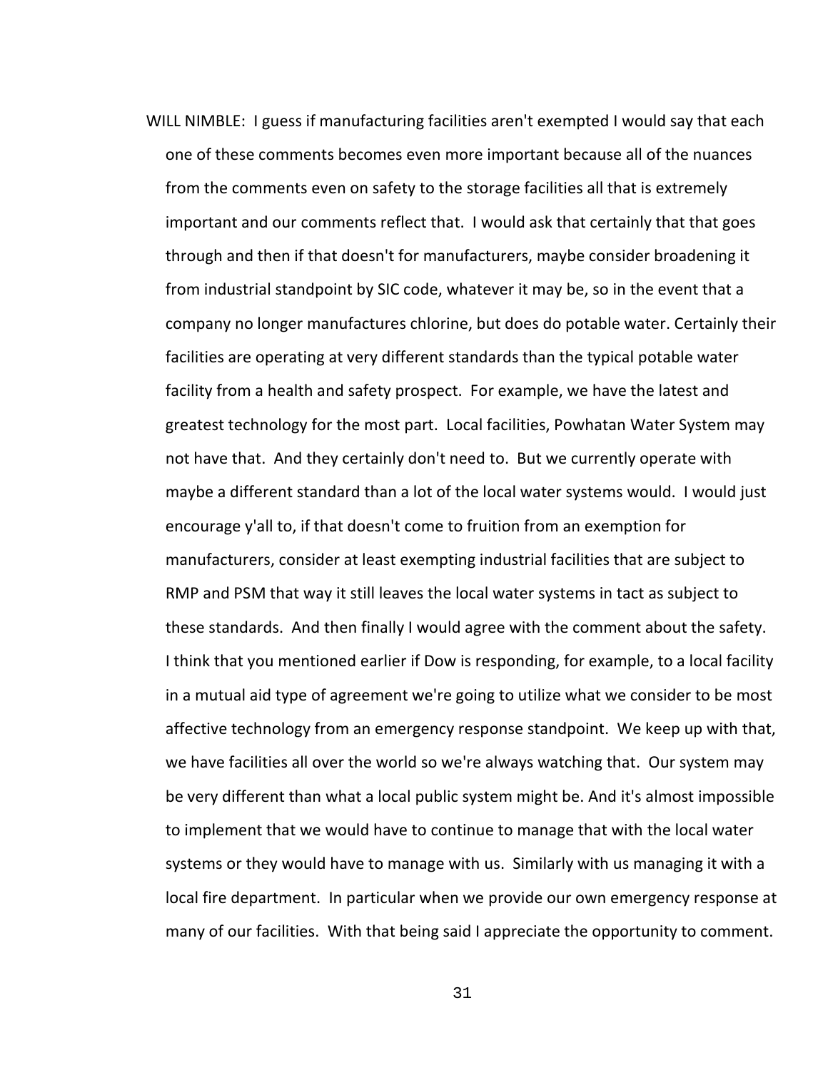WILL NIMBLE: I guess if manufacturing facilities aren't exempted I would say that each one of these comments becomes even more important because all of the nuances from the comments even on safety to the storage facilities all that is extremely important and our comments reflect that. I would ask that certainly that that goes through and then if that doesn't for manufacturers, maybe consider broadening it from industrial standpoint by SIC code, whatever it may be, so in the event that a company no longer manufactures chlorine, but does do potable water. Certainly their facilities are operating at very different standards than the typical potable water facility from a health and safety prospect. For example, we have the latest and greatest technology for the most part. Local facilities, Powhatan Water System may not have that. And they certainly don't need to. But we currently operate with maybe a different standard than a lot of the local water systems would. I would just encourage y'all to, if that doesn't come to fruition from an exemption for manufacturers, consider at least exempting industrial facilities that are subject to RMP and PSM that way it still leaves the local water systems in tact as subject to these standards. And then finally I would agree with the comment about the safety. I think that you mentioned earlier if Dow is responding, for example, to a local facility in a mutual aid type of agreement we're going to utilize what we consider to be most affective technology from an emergency response standpoint. We keep up with that, we have facilities all over the world so we're always watching that. Our system may be very different than what a local public system might be. And it's almost impossible to implement that we would have to continue to manage that with the local water systems or they would have to manage with us. Similarly with us managing it with a local fire department. In particular when we provide our own emergency response at many of our facilities. With that being said I appreciate the opportunity to comment.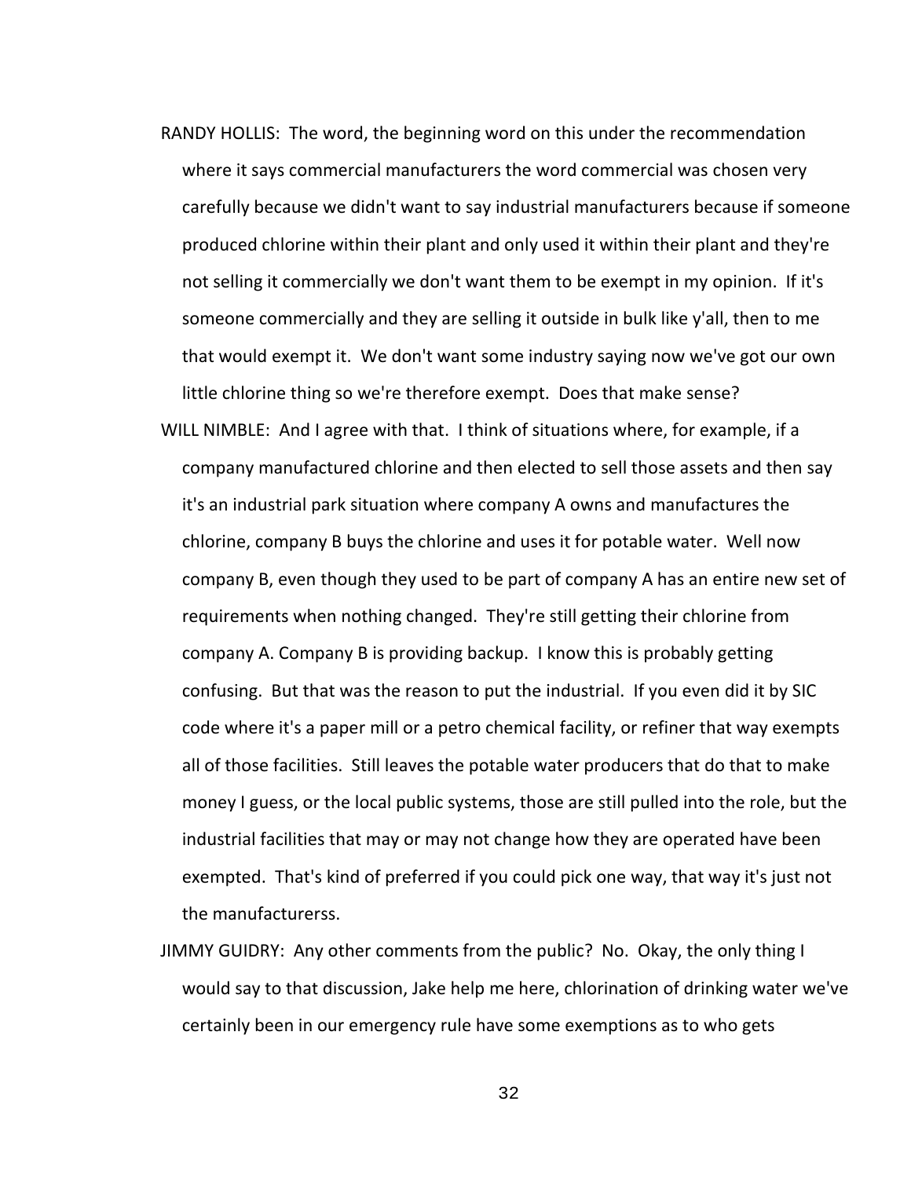RANDY HOLLIS: The word, the beginning word on this under the recommendation where it says commercial manufacturers the word commercial was chosen very carefully because we didn't want to say industrial manufacturers because if someone produced chlorine within their plant and only used it within their plant and they're not selling it commercially we don't want them to be exempt in my opinion. If it's someone commercially and they are selling it outside in bulk like y'all, then to me that would exempt it. We don't want some industry saying now we've got our own little chlorine thing so we're therefore exempt. Does that make sense?

WILL NIMBLE: And I agree with that. I think of situations where, for example, if a company manufactured chlorine and then elected to sell those assets and then say it's an industrial park situation where company A owns and manufactures the chlorine, company B buys the chlorine and uses it for potable water. Well now company B, even though they used to be part of company A has an entire new set of requirements when nothing changed. They're still getting their chlorine from company A. Company B is providing backup. I know this is probably getting confusing. But that was the reason to put the industrial. If you even did it by SIC code where it's a paper mill or a petro chemical facility, or refiner that way exempts all of those facilities. Still leaves the potable water producers that do that to make money I guess, or the local public systems, those are still pulled into the role, but the industrial facilities that may or may not change how they are operated have been exempted. That's kind of preferred if you could pick one way, that way it's just not the manufacturerss.

JIMMY GUIDRY: Any other comments from the public? No. Okay, the only thing I would say to that discussion, Jake help me here, chlorination of drinking water we've certainly been in our emergency rule have some exemptions as to who gets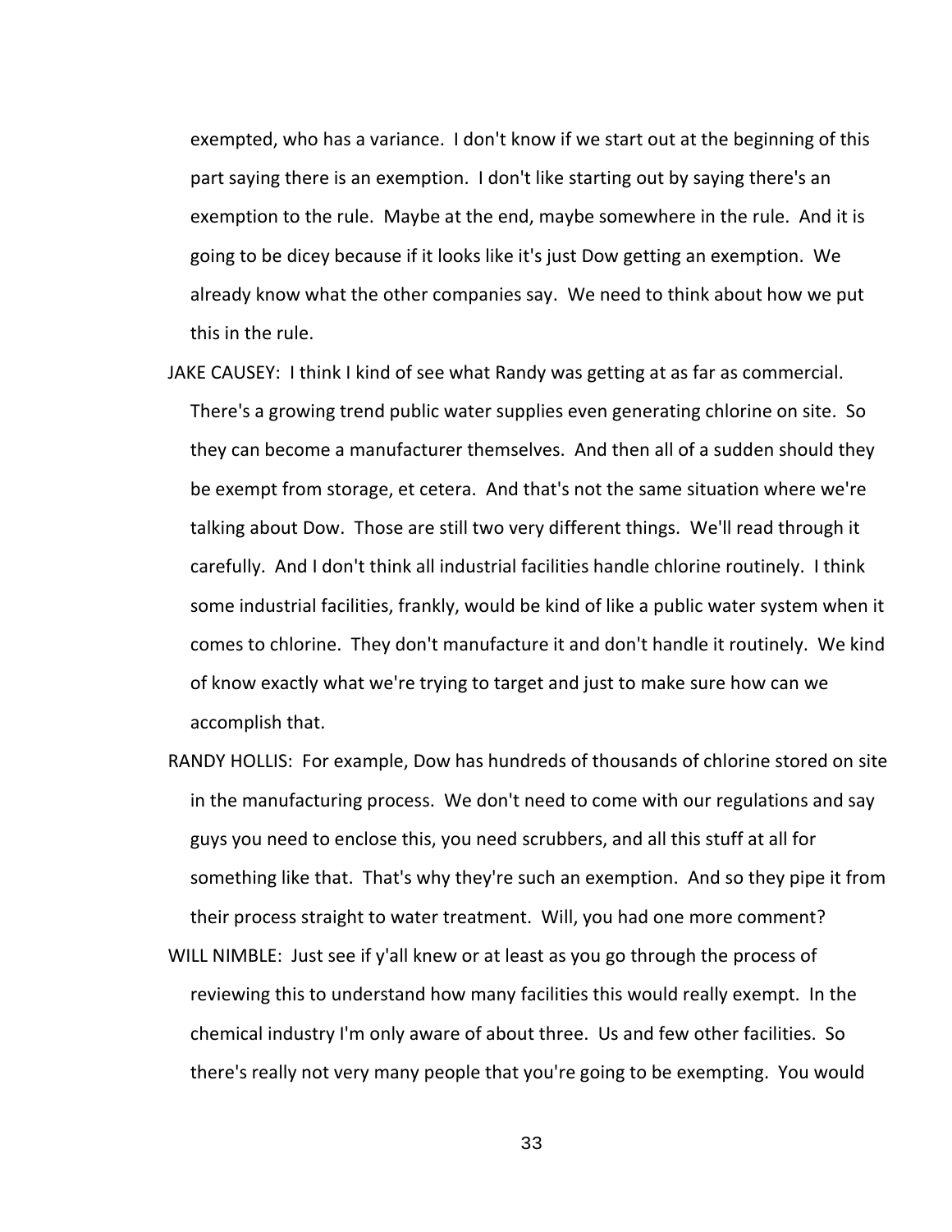exempted, who has a variance. I don't know if we start out at the beginning of this part saying there is an exemption. I don't like starting out by saying there's an exemption to the rule. Maybe at the end, maybe somewhere in the rule. And it is going to be dicey because if it looks like it's just Dow getting an exemption. We already know what the other companies say. We need to think about how we put this in the rule.

JAKE CAUSEY: I think I kind of see what Randy was getting at as far as commercial. There's a growing trend public water supplies even generating chlorine on site. So they can become a manufacturer themselves. And then all of a sudden should they be exempt from storage, et cetera. And that's not the same situation where we're talking about Dow. Those are still two very different things. We'll read through it carefully. And I don't think all industrial facilities handle chlorine routinely. I think some industrial facilities, frankly, would be kind of like a public water system when it comes to chlorine. They don't manufacture it and don't handle it routinely. We kind of know exactly what we're trying to target and just to make sure how can we accomplish that.

RANDY HOLLIS: For example, Dow has hundreds of thousands of chlorine stored on site in the manufacturing process. We don't need to come with our regulations and say guys you need to enclose this, you need scrubbers, and all this stuff at all for something like that. That's why they're such an exemption. And so they pipe it from their process straight to water treatment. Will, you had one more comment?

WILL NIMBLE: Just see if y'all knew or at least as you go through the process of reviewing this to understand how many facilities this would really exempt. In the chemical industry I'm only aware of about three. Us and few other facilities. So there's really not very many people that you're going to be exempting. You would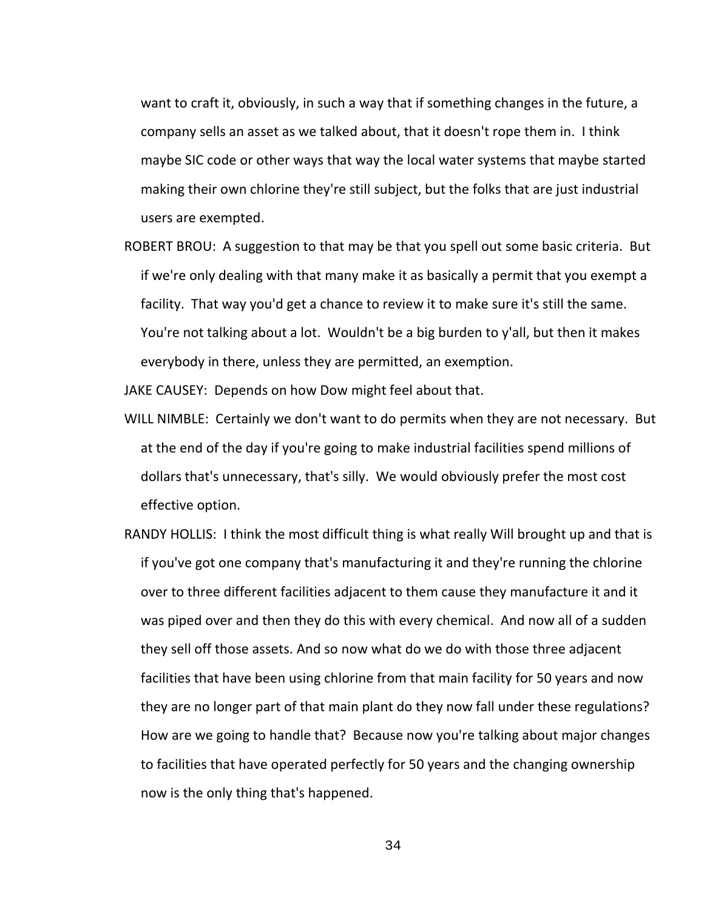want to craft it, obviously, in such a way that if something changes in the future, a company sells an asset as we talked about, that it doesn't rope them in. I think maybe SIC code or other ways that way the local water systems that maybe started making their own chlorine they're still subject, but the folks that are just industrial users are exempted.

ROBERT BROU: A suggestion to that may be that you spell out some basic criteria. But if we're only dealing with that many make it as basically a permit that you exempt a facility. That way you'd get a chance to review it to make sure it's still the same. You're not talking about a lot. Wouldn't be a big burden to y'all, but then it makes everybody in there, unless they are permitted, an exemption.

JAKE CAUSEY: Depends on how Dow might feel about that.

WILL NIMBLE: Certainly we don't want to do permits when they are not necessary. But at the end of the day if you're going to make industrial facilities spend millions of dollars that's unnecessary, that's silly. We would obviously prefer the most cost effective option.

RANDY HOLLIS: I think the most difficult thing is what really Will brought up and that is if you've got one company that's manufacturing it and they're running the chlorine over to three different facilities adjacent to them cause they manufacture it and it was piped over and then they do this with every chemical. And now all of a sudden they sell off those assets. And so now what do we do with those three adjacent facilities that have been using chlorine from that main facility for 50 years and now they are no longer part of that main plant do they now fall under these regulations? How are we going to handle that? Because now you're talking about major changes to facilities that have operated perfectly for 50 years and the changing ownership now is the only thing that's happened.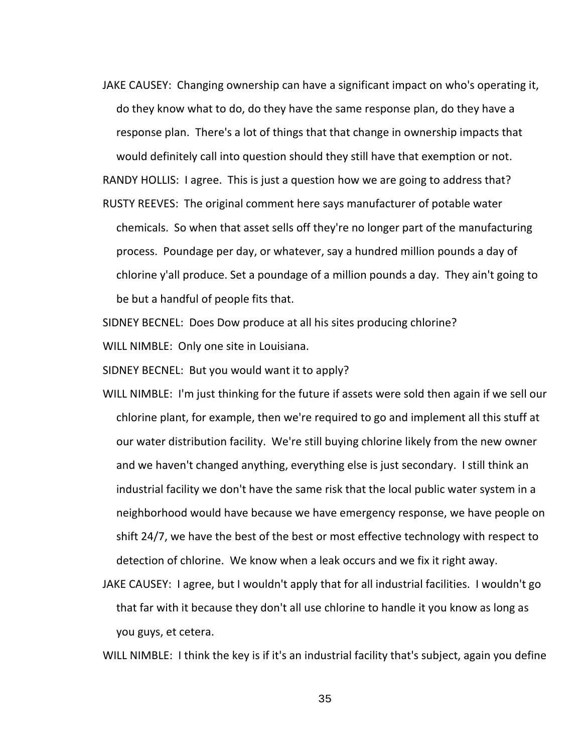JAKE CAUSEY: Changing ownership can have a significant impact on who's operating it, do they know what to do, do they have the same response plan, do they have a response plan. There's a lot of things that that change in ownership impacts that would definitely call into question should they still have that exemption or not.

RANDY HOLLIS: I agree. This is just a question how we are going to address that?

RUSTY REEVES: The original comment here says manufacturer of potable water chemicals. So when that asset sells off they're no longer part of the manufacturing process. Poundage per day, or whatever, say a hundred million pounds a day of chlorine y'all produce. Set a poundage of a million pounds a day. They ain't going to be but a handful of people fits that.

SIDNEY BECNEL: Does Dow produce at all his sites producing chlorine?

WILL NIMBLE: Only one site in Louisiana.

SIDNEY BECNEL: But you would want it to apply?

WILL NIMBLE: I'm just thinking for the future if assets were sold then again if we sell our chlorine plant, for example, then we're required to go and implement all this stuff at our water distribution facility. We're still buying chlorine likely from the new owner and we haven't changed anything, everything else is just secondary. I still think an industrial facility we don't have the same risk that the local public water system in a neighborhood would have because we have emergency response, we have people on shift 24/7, we have the best of the best or most effective technology with respect to detection of chlorine. We know when a leak occurs and we fix it right away.

JAKE CAUSEY: I agree, but I wouldn't apply that for all industrial facilities. I wouldn't go that far with it because they don't all use chlorine to handle it you know as long as you guys, et cetera.

WILL NIMBLE: I think the key is if it's an industrial facility that's subject, again you define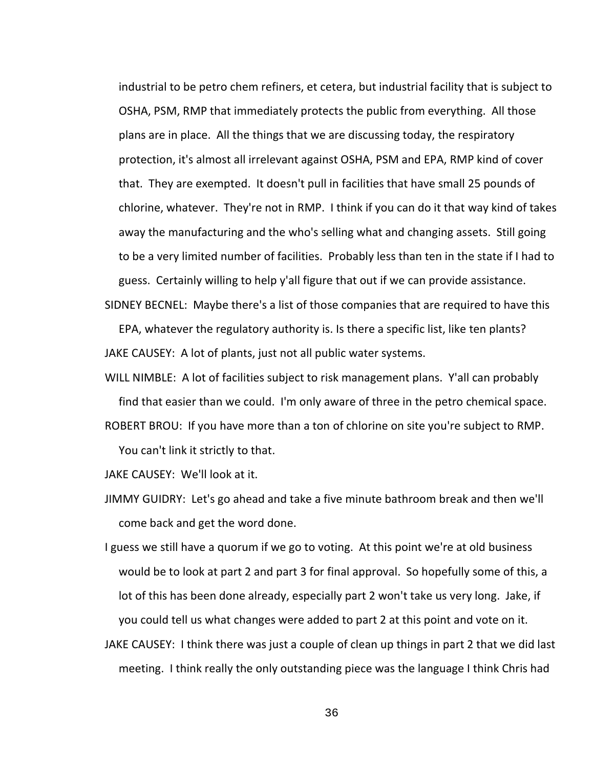industrial to be petro chem refiners, et cetera, but industrial facility that is subject to OSHA, PSM, RMP that immediately protects the public from everything. All those plans are in place. All the things that we are discussing today, the respiratory protection, it's almost all irrelevant against OSHA, PSM and EPA, RMP kind of cover that. They are exempted. It doesn't pull in facilities that have small 25 pounds of chlorine, whatever. They're not in RMP. I think if you can do it that way kind of takes away the manufacturing and the who's selling what and changing assets. Still going to be a very limited number of facilities. Probably less than ten in the state if I had to guess. Certainly willing to help y'all figure that out if we can provide assistance.

SIDNEY BECNEL: Maybe there's a list of those companies that are required to have this EPA, whatever the regulatory authority is. Is there a specific list, like ten plants?

JAKE CAUSEY: A lot of plants, just not all public water systems.

WILL NIMBLE: A lot of facilities subject to risk management plans. Y'all can probably find that easier than we could. I'm only aware of three in the petro chemical space.

ROBERT BROU: If you have more than a ton of chlorine on site you're subject to RMP. You can't link it strictly to that.

JAKE CAUSEY: We'll look at it.

JIMMY GUIDRY: Let's go ahead and take a five minute bathroom break and then we'll come back and get the word done.

I guess we still have a quorum if we go to voting. At this point we're at old business would be to look at part 2 and part 3 for final approval. So hopefully some of this, a lot of this has been done already, especially part 2 won't take us very long. Jake, if you could tell us what changes were added to part 2 at this point and vote on it.

JAKE CAUSEY: I think there was just a couple of clean up things in part 2 that we did last meeting. I think really the only outstanding piece was the language I think Chris had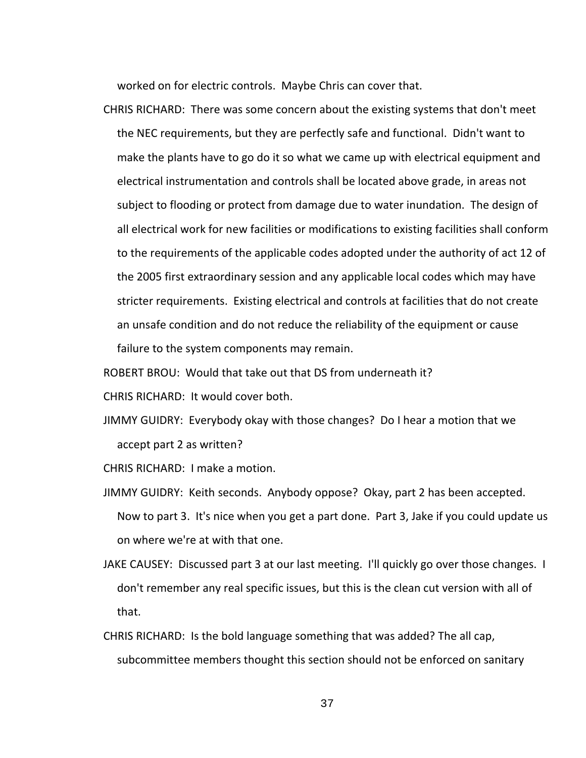worked on for electric controls. Maybe Chris can cover that.

CHRIS RICHARD: There was some concern about the existing systems that don't meet the NEC requirements, but they are perfectly safe and functional. Didn't want to make the plants have to go do it so what we came up with electrical equipment and electrical instrumentation and controls shall be located above grade, in areas not subject to flooding or protect from damage due to water inundation. The design of all electrical work for new facilities or modifications to existing facilities shall conform to the requirements of the applicable codes adopted under the authority of act 12 of the 2005 first extraordinary session and any applicable local codes which may have stricter requirements. Existing electrical and controls at facilities that do not create an unsafe condition and do not reduce the reliability of the equipment or cause failure to the system components may remain.

ROBERT BROU: Would that take out that DS from underneath it?

CHRIS RICHARD: It would cover both.

JIMMY GUIDRY: Everybody okay with those changes? Do I hear a motion that we accept part 2 as written?

CHRIS RICHARD: I make a motion.

JIMMY GUIDRY: Keith seconds. Anybody oppose? Okay, part 2 has been accepted. Now to part 3. It's nice when you get a part done. Part 3, Jake if you could update us on where we're at with that one.

JAKE CAUSEY: Discussed part 3 at our last meeting. I'll quickly go over those changes. I don't remember any real specific issues, but this is the clean cut version with all of that.

CHRIS RICHARD: Is the bold language something that was added? The all cap, subcommittee members thought this section should not be enforced on sanitary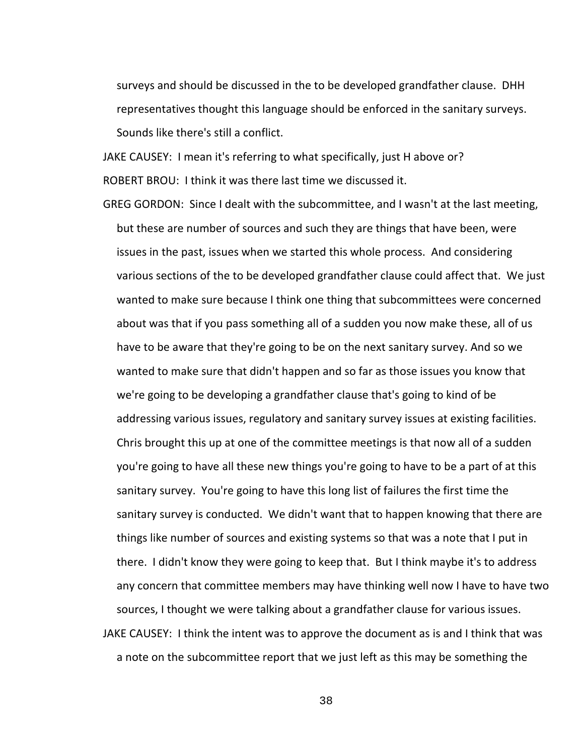surveys and should be discussed in the to be developed grandfather clause. DHH representatives thought this language should be enforced in the sanitary surveys. Sounds like there's still a conflict.

JAKE CAUSEY: I mean it's referring to what specifically, just H above or?

ROBERT BROU: I think it was there last time we discussed it.

GREG GORDON: Since I dealt with the subcommittee, and I wasn't at the last meeting, but these are number of sources and such they are things that have been, were issues in the past, issues when we started this whole process. And considering various sections of the to be developed grandfather clause could affect that. We just wanted to make sure because I think one thing that subcommittees were concerned about was that if you pass something all of a sudden you now make these, all of us have to be aware that they're going to be on the next sanitary survey. And so we wanted to make sure that didn't happen and so far as those issues you know that we're going to be developing a grandfather clause that's going to kind of be addressing various issues, regulatory and sanitary survey issues at existing facilities. Chris brought this up at one of the committee meetings is that now all of a sudden you're going to have all these new things you're going to have to be a part of at this sanitary survey. You're going to have this long list of failures the first time the sanitary survey is conducted. We didn't want that to happen knowing that there are things like number of sources and existing systems so that was a note that I put in there. I didn't know they were going to keep that. But I think maybe it's to address any concern that committee members may have thinking well now I have to have two sources, I thought we were talking about a grandfather clause for various issues.

JAKE CAUSEY: I think the intent was to approve the document as is and I think that was a note on the subcommittee report that we just left as this may be something the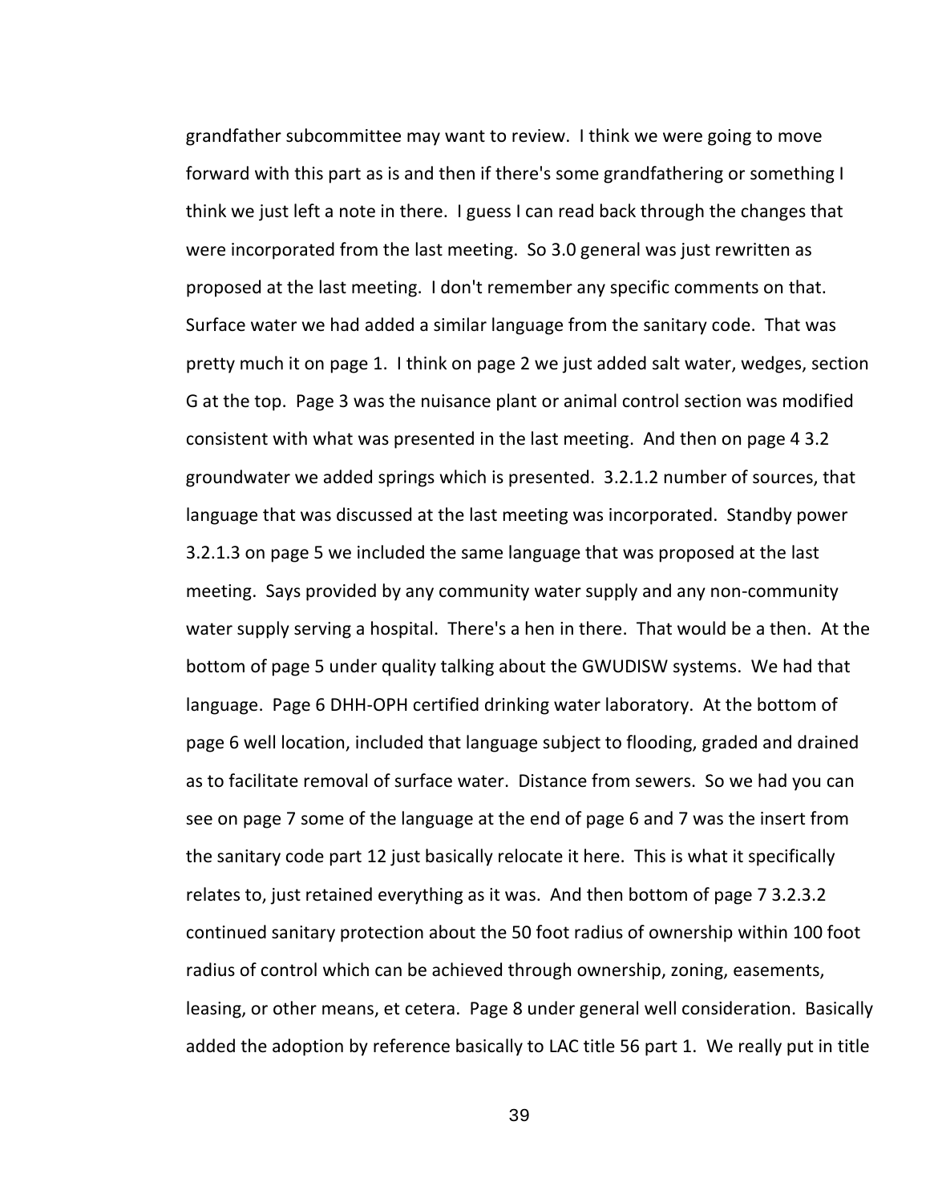grandfather subcommittee may want to review. I think we were going to move forward with this part as is and then if there's some grandfathering or something I think we just left a note in there. I guess I can read back through the changes that were incorporated from the last meeting. So 3.0 general was just rewritten as proposed at the last meeting. I don't remember any specific comments on that. Surface water we had added a similar language from the sanitary code. That was pretty much it on page 1. I think on page 2 we just added salt water, wedges, section G at the top. Page 3 was the nuisance plant or animal control section was modified consistent with what was presented in the last meeting. And then on page 4 3.2 groundwater we added springs which is presented. 3.2.1.2 number of sources, that language that was discussed at the last meeting was incorporated. Standby power 3.2.1.3 on page 5 we included the same language that was proposed at the last meeting. Says provided by any community water supply and any non-community water supply serving a hospital. There's a hen in there. That would be a then. At the bottom of page 5 under quality talking about the GWUDISW systems. We had that language. Page 6 DHH-OPH certified drinking water laboratory. At the bottom of page 6 well location, included that language subject to flooding, graded and drained as to facilitate removal of surface water. Distance from sewers. So we had you can see on page 7 some of the language at the end of page 6 and 7 was the insert from the sanitary code part 12 just basically relocate it here. This is what it specifically relates to, just retained everything as it was. And then bottom of page 7 3.2.3.2 continued sanitary protection about the 50 foot radius of ownership within 100 foot radius of control which can be achieved through ownership, zoning, easements, leasing, or other means, et cetera. Page 8 under general well consideration. Basically added the adoption by reference basically to LAC title 56 part 1. We really put in title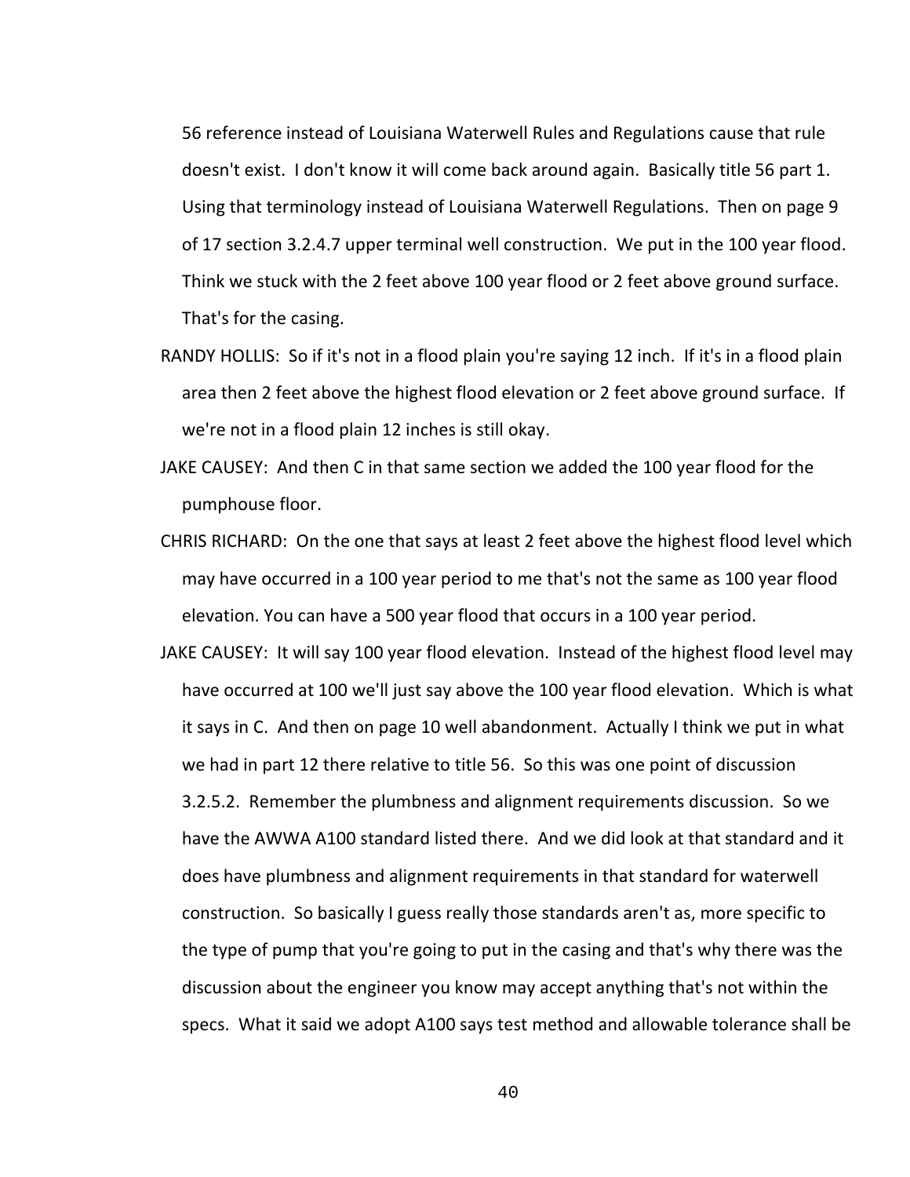56 reference instead of Louisiana Waterwell Rules and Regulations cause that rule doesn't exist. I don't know it will come back around again. Basically title 56 part 1. Using that terminology instead of Louisiana Waterwell Regulations. Then on page 9 of 17 section 3.2.4.7 upper terminal well construction. We put in the 100 year flood. Think we stuck with the 2 feet above 100 year flood or 2 feet above ground surface. That's for the casing.

RANDY HOLLIS: So if it's not in a flood plain you're saying 12 inch. If it's in a flood plain area then 2 feet above the highest flood elevation or 2 feet above ground surface. If we're not in a flood plain 12 inches is still okay.

JAKE CAUSEY: And then C in that same section we added the 100 year flood for the pumphouse floor.

CHRIS RICHARD: On the one that says at least 2 feet above the highest flood level which may have occurred in a 100 year period to me that's not the same as 100 year flood elevation. You can have a 500 year flood that occurs in a 100 year period.

JAKE CAUSEY: It will say 100 year flood elevation. Instead of the highest flood level may have occurred at 100 we'll just say above the 100 year flood elevation. Which is what it says in C. And then on page 10 well abandonment. Actually I think we put in what we had in part 12 there relative to title 56. So this was one point of discussion 3.2.5.2. Remember the plumbness and alignment requirements discussion. So we have the AWWA A100 standard listed there. And we did look at that standard and it does have plumbness and alignment requirements in that standard for waterwell construction. So basically I guess really those standards aren't as, more specific to the type of pump that you're going to put in the casing and that's why there was the discussion about the engineer you know may accept anything that's not within the specs. What it said we adopt A100 says test method and allowable tolerance shall be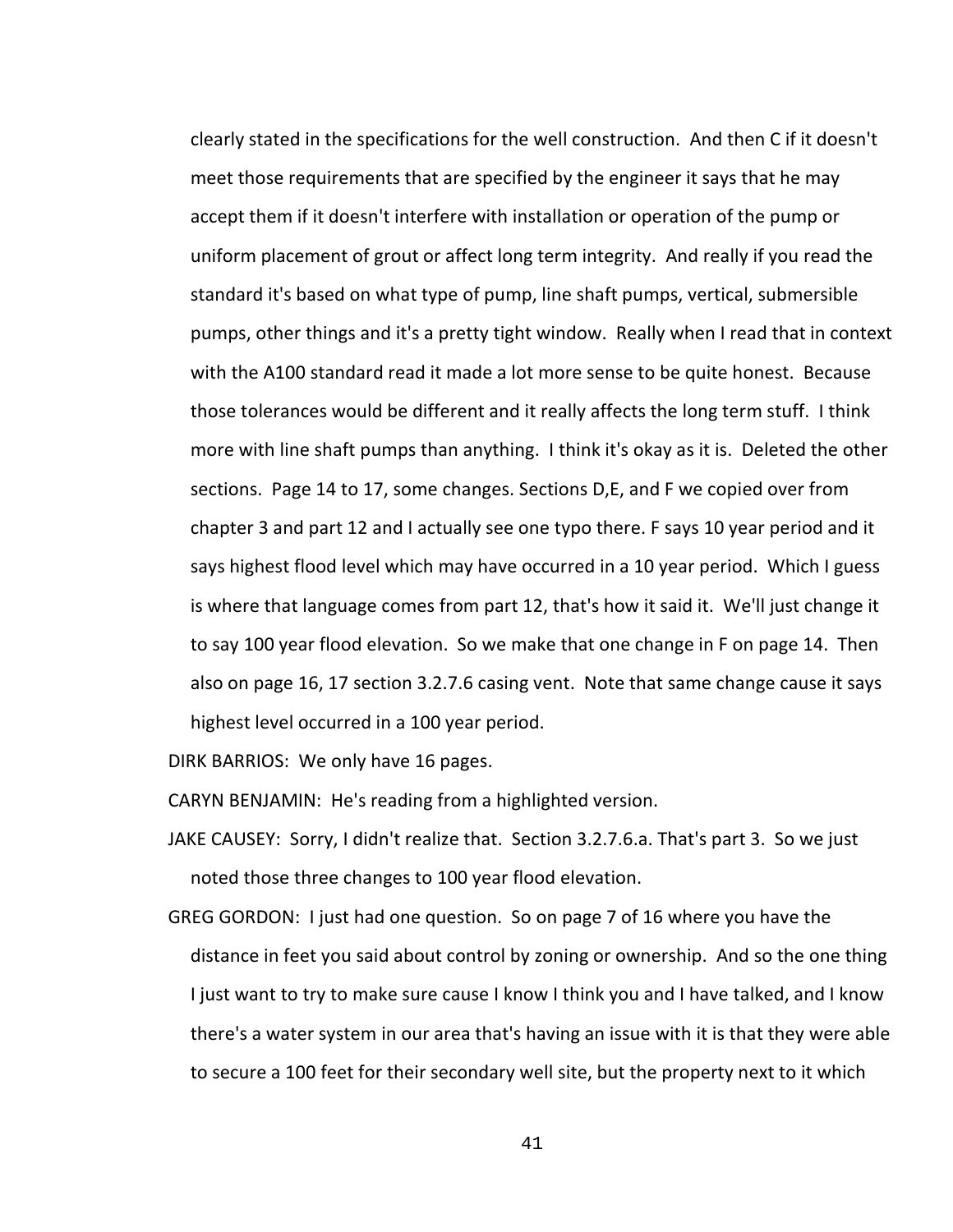clearly stated in the specifications for the well construction. And then C if it doesn't meet those requirements that are specified by the engineer it says that he may accept them if it doesn't interfere with installation or operation of the pump or uniform placement of grout or affect long term integrity. And really if you read the standard it's based on what type of pump, line shaft pumps, vertical, submersible pumps, other things and it's a pretty tight window. Really when I read that in context with the A100 standard read it made a lot more sense to be quite honest. Because those tolerances would be different and it really affects the long term stuff. I think more with line shaft pumps than anything. I think it's okay as it is. Deleted the other sections. Page 14 to 17, some changes. Sections D,E, and F we copied over from chapter 3 and part 12 and I actually see one typo there. F says 10 year period and it says highest flood level which may have occurred in a 10 year period. Which I guess is where that language comes from part 12, that's how it said it. We'll just change it to say 100 year flood elevation. So we make that one change in F on page 14. Then also on page 16, 17 section 3.2.7.6 casing vent. Note that same change cause it says highest level occurred in a 100 year period.

DIRK BARRIOS: We only have 16 pages.

CARYN BENJAMIN: He's reading from a highlighted version.

JAKE CAUSEY: Sorry, I didn't realize that. Section 3.2.7.6.a. That's part 3. So we just noted those three changes to 100 year flood elevation.

GREG GORDON: I just had one question. So on page 7 of 16 where you have the distance in feet you said about control by zoning or ownership. And so the one thing I just want to try to make sure cause I know I think you and I have talked, and I know there's a water system in our area that's having an issue with it is that they were able to secure a 100 feet for their secondary well site, but the property next to it which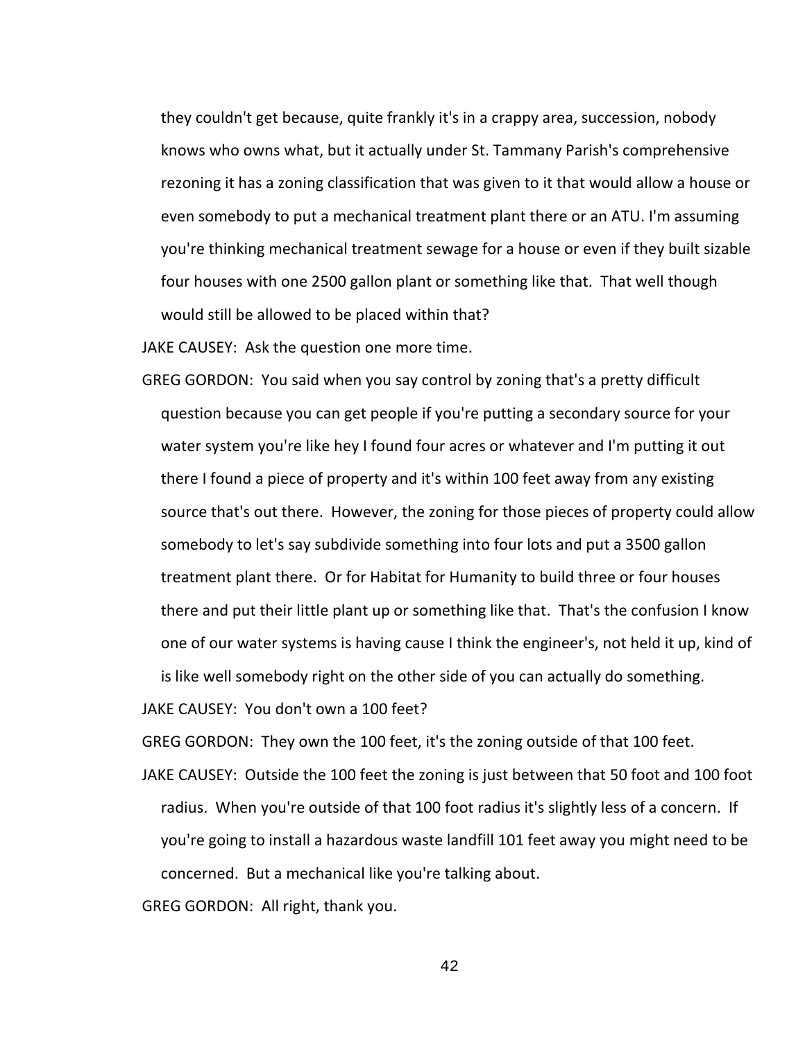they couldn't get because, quite frankly it's in a crappy area, succession, nobody knows who owns what, but it actually under St. Tammany Parish's comprehensive rezoning it has a zoning classification that was given to it that would allow a house or even somebody to put a mechanical treatment plant there or an ATU. I'm assuming you're thinking mechanical treatment sewage for a house or even if they built sizable four houses with one 2500 gallon plant or something like that. That well though would still be allowed to be placed within that?

JAKE CAUSEY: Ask the question one more time.

GREG GORDON: You said when you say control by zoning that's a pretty difficult question because you can get people if you're putting a secondary source for your water system you're like hey I found four acres or whatever and I'm putting it out there I found a piece of property and it's within 100 feet away from any existing source that's out there. However, the zoning for those pieces of property could allow somebody to let's say subdivide something into four lots and put a 3500 gallon treatment plant there. Or for Habitat for Humanity to build three or four houses there and put their little plant up or something like that. That's the confusion I know one of our water systems is having cause I think the engineer's, not held it up, kind of is like well somebody right on the other side of you can actually do something.

JAKE CAUSEY: You don't own a 100 feet?

GREG GORDON: They own the 100 feet, it's the zoning outside of that 100 feet.

JAKE CAUSEY: Outside the 100 feet the zoning is just between that 50 foot and 100 foot radius. When you're outside of that 100 foot radius it's slightly less of a concern. If you're going to install a hazardous waste landfill 101 feet away you might need to be concerned. But a mechanical like you're talking about.

GREG GORDON: All right, thank you.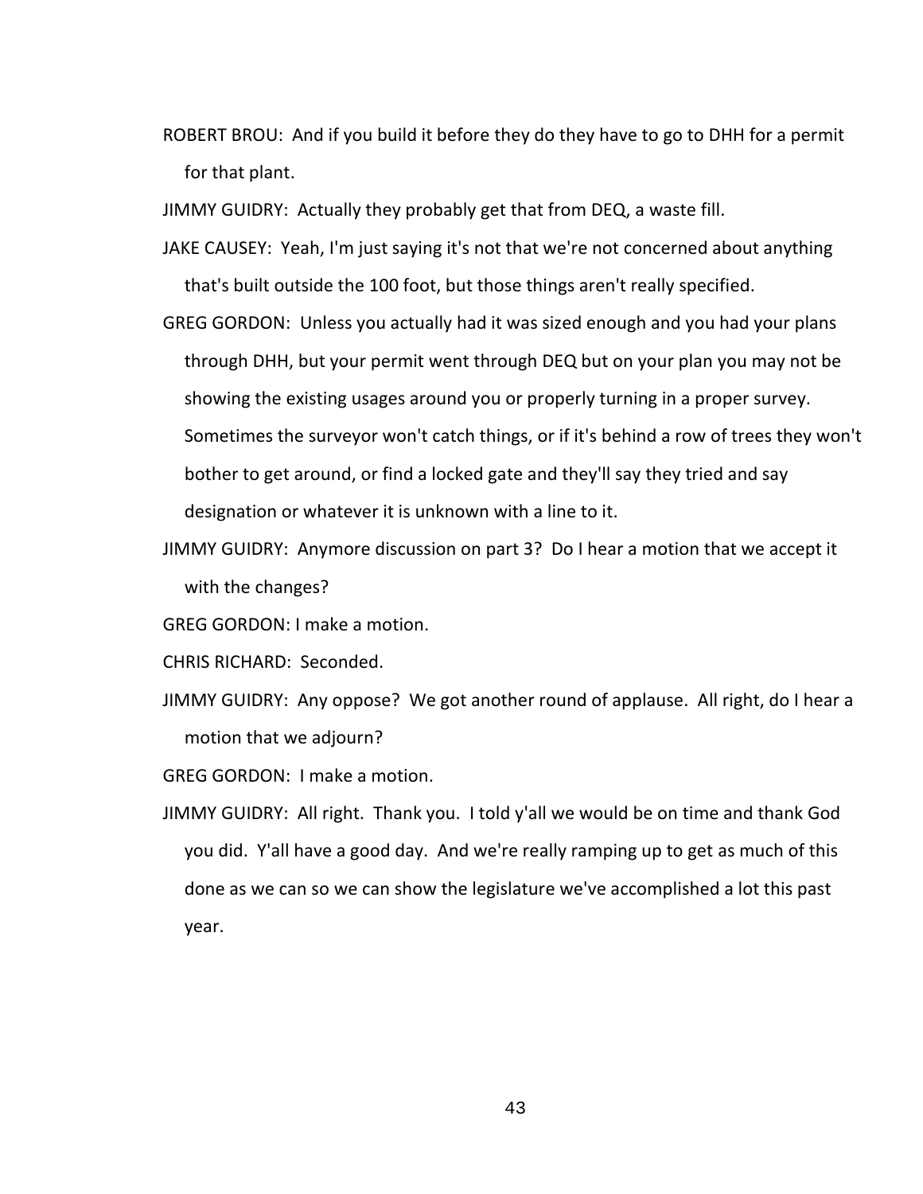ROBERT BROU: And if you build it before they do they have to go to DHH for a permit for that plant.

JIMMY GUIDRY: Actually they probably get that from DEQ, a waste fill.

JAKE CAUSEY: Yeah, I'm just saying it's not that we're not concerned about anything that's built outside the 100 foot, but those things aren't really specified.

GREG GORDON: Unless you actually had it was sized enough and you had your plans through DHH, but your permit went through DEQ but on your plan you may not be showing the existing usages around you or properly turning in a proper survey. Sometimes the surveyor won't catch things, or if it's behind a row of trees they won't bother to get around, or find a locked gate and they'll say they tried and say designation or whatever it is unknown with a line to it.

JIMMY GUIDRY: Anymore discussion on part 3? Do I hear a motion that we accept it with the changes?

GREG GORDON: I make a motion.

CHRIS RICHARD: Seconded.

JIMMY GUIDRY: Any oppose? We got another round of applause. All right, do I hear a motion that we adjourn?

GREG GORDON: I make a motion.

JIMMY GUIDRY: All right. Thank you. I told y'all we would be on time and thank God you did. Y'all have a good day. And we're really ramping up to get as much of this done as we can so we can show the legislature we've accomplished a lot this past year.